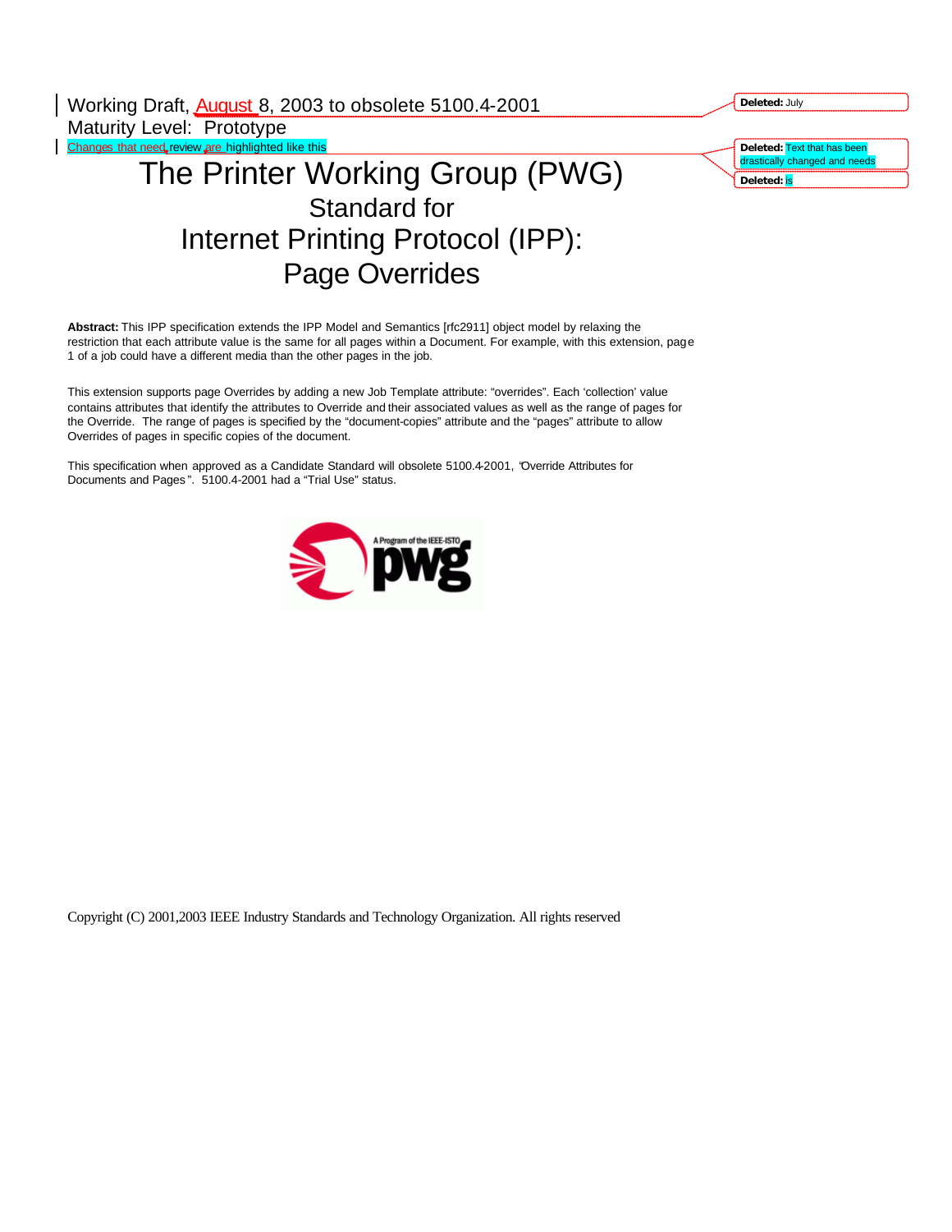Working Draft, August 8, 2003 to obsolete 5100.4-2001

Maturity Level: Prototype

Changes that need review are highlighted like this

# The Printer Working Group (PWG)

## Standard for

## Internet Printing Protocol (IPP):

## Page Overrides

**Abstract:** This IPP specification extends the IPP Model and Semantics [rfc2911] object model by relaxing the restriction that each attribute value is the same for all pages within a Document. For example, with this extension, page 1 of a job could have a different media than the other pages in the job.

This extension supports page Overrides by adding a new Job Template attribute: "overrides". Each 'collection' value contains attributes that identify the attributes to Override and their associated values as well as the range of pages for the Override. The range of pages is specified by the "document-copies" attribute and the "pages" attribute to allow Overrides of pages in specific copies of the document.

This specification when approved as a Candidate Standard will obsolete 5100.4-2001, "Override Attributes for Documents and Pages". 5100.4-2001 had a "Trial Use" status.

Copyright (C) 2001,2003 IEEE Industry Standards and Technology Organization. All rights reserved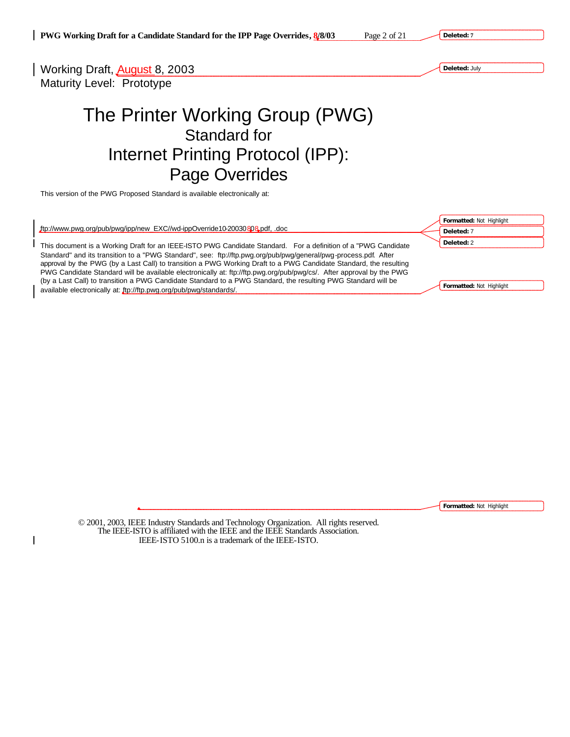Working Draft, August 8, 2003
Maturity Level: Prototype

# The Printer Working Group (PWG)
## Standard for
## Internet Printing Protocol (IPP): Page Overrides

This version of the PWG Proposed Standard is available electronically at:

ftp://www.pwg.org/pub/pwg/ipp/new_EXC//wd-ippOverride10-20030808.pdf, .doc

This document is a Working Draft for an IEEE-ISTO PWG Candidate Standard. For a definition of a "PWG Candidate Standard" and its transition to a "PWG Standard", see: ftp://ftp.pwg.org/pub/pwg/general/pwg-process.pdf. After approval by the PWG (by a Last Call) to transition a PWG Working Draft to a PWG Candidate Standard, the resulting PWG Candidate Standard will be available electronically at: ftp://ftp.pwg.org/pub/pwg/cs/. After approval by the PWG (by a Last Call) to transition a PWG Candidate Standard to a PWG Standard, the resulting PWG Standard will be available electronically at: ftp://ftp.pwg.org/pub/pwg/standards/.

© 2001, 2003, IEEE Industry Standards and Technology Organization. All rights reserved.
The IEEE-ISTO is affiliated with the IEEE and the IEEE Standards Association.
IEEE-ISTO 5100.n is a trademark of the IEEE-ISTO.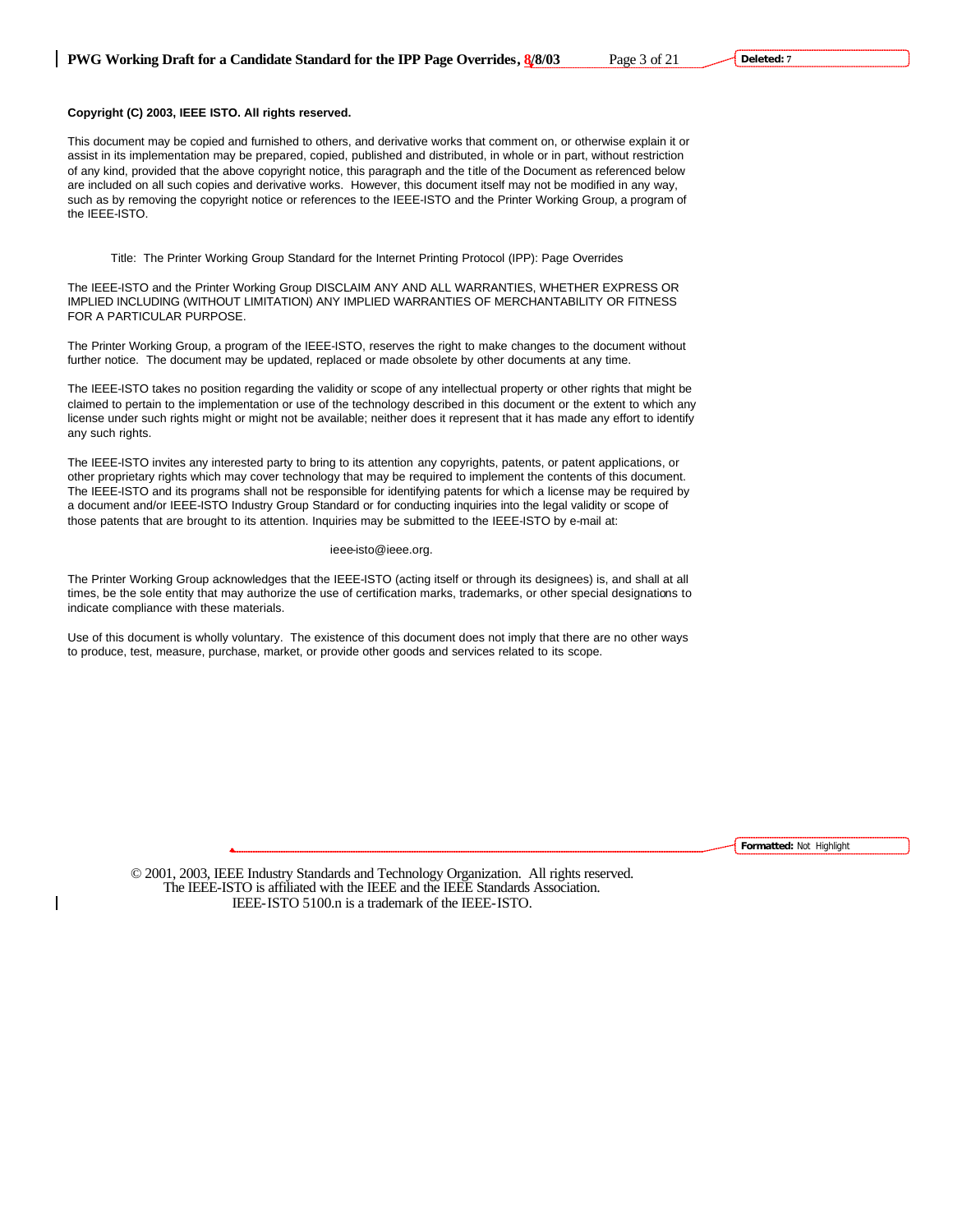**Copyright (C) 2003, IEEE ISTO. All rights reserved.**

This document may be copied and furnished to others, and derivative works that comment on, or otherwise explain it or assist in its implementation may be prepared, copied, published and distributed, in whole or in part, without restriction of any kind, provided that the above copyright notice, this paragraph and the title of the Document as referenced below are included on all such copies and derivative works. However, this document itself may not be modified in any way, such as by removing the copyright notice or references to the IEEE-ISTO and the Printer Working Group, a program of the IEEE-ISTO.

Title: The Printer Working Group Standard for the Internet Printing Protocol (IPP): Page Overrides

The IEEE-ISTO and the Printer Working Group DISCLAIM ANY AND ALL WARRANTIES, WHETHER EXPRESS OR IMPLIED INCLUDING (WITHOUT LIMITATION) ANY IMPLIED WARRANTIES OF MERCHANTABILITY OR FITNESS FOR A PARTICULAR PURPOSE.

The Printer Working Group, a program of the IEEE-ISTO, reserves the right to make changes to the document without further notice. The document may be updated, replaced or made obsolete by other documents at any time.

The IEEE-ISTO takes no position regarding the validity or scope of any intellectual property or other rights that might be claimed to pertain to the implementation or use of the technology described in this document or the extent to which any license under such rights might or might not be available; neither does it represent that it has made any effort to identify any such rights.

The IEEE-ISTO invites any interested party to bring to its attention any copyrights, patents, or patent applications, or other proprietary rights which may cover technology that may be required to implement the contents of this document. The IEEE-ISTO and its programs shall not be responsible for identifying patents for which a license may be required by a document and/or IEEE-ISTO Industry Group Standard or for conducting inquiries into the legal validity or scope of those patents that are brought to its attention. Inquiries may be submitted to the IEEE-ISTO by e-mail at:

ieee-isto@ieee.org.

The Printer Working Group acknowledges that the IEEE-ISTO (acting itself or through its designees) is, and shall at all times, be the sole entity that may authorize the use of certification marks, trademarks, or other special designations to indicate compliance with these materials.

Use of this document is wholly voluntary. The existence of this document does not imply that there are no other ways to produce, test, measure, purchase, market, or provide other goods and services related to its scope.

© 2001, 2003, IEEE Industry Standards and Technology Organization. All rights reserved.
The IEEE-ISTO is affiliated with the IEEE and the IEEE Standards Association.
IEEE-ISTO 5100.n is a trademark of the IEEE-ISTO.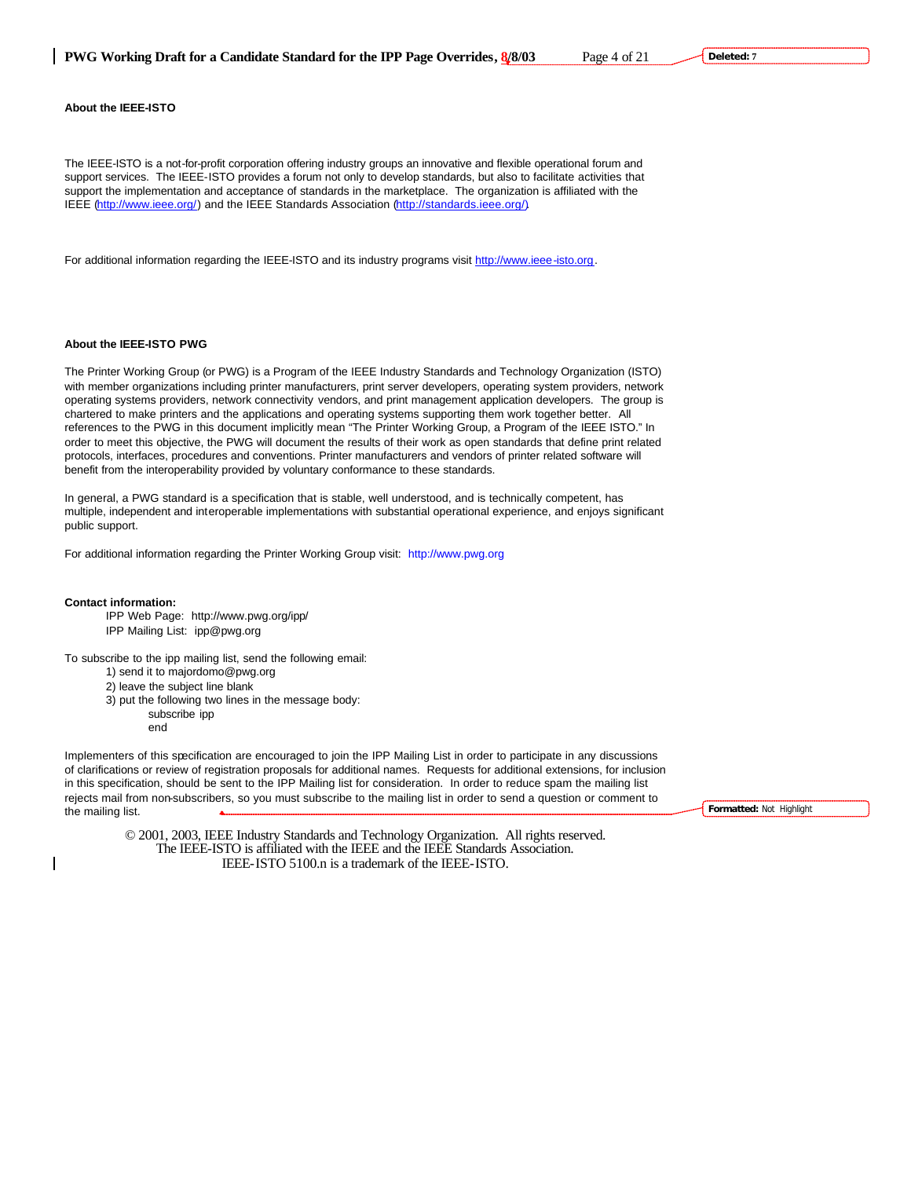**About the IEEE-ISTO**

The IEEE-ISTO is a not-for-profit corporation offering industry groups an innovative and flexible operational forum and support services. The IEEE-ISTO provides a forum not only to develop standards, but also to facilitate activities that support the implementation and acceptance of standards in the marketplace. The organization is affiliated with the IEEE (http://www.ieee.org/) and the IEEE Standards Association (http://standards.ieee.org/).

For additional information regarding the IEEE-ISTO and its industry programs visit http://www.ieee-isto.org.

**About the IEEE-ISTO PWG**

The Printer Working Group (or PWG) is a Program of the IEEE Industry Standards and Technology Organization (ISTO) with member organizations including printer manufacturers, print server developers, operating system providers, network operating systems providers, network connectivity vendors, and print management application developers. The group is chartered to make printers and the applications and operating systems supporting them work together better. All references to the PWG in this document implicitly mean "The Printer Working Group, a Program of the IEEE ISTO." In order to meet this objective, the PWG will document the results of their work as open standards that define print related protocols, interfaces, procedures and conventions. Printer manufacturers and vendors of printer related software will benefit from the interoperability provided by voluntary conformance to these standards.

In general, a PWG standard is a specification that is stable, well understood, and is technically competent, has multiple, independent and interoperable implementations with substantial operational experience, and enjoys significant public support.

For additional information regarding the Printer Working Group visit: http://www.pwg.org

**Contact information:**

IPP Web Page: http://www.pwg.org/ipp/
IPP Mailing List: ipp@pwg.org

To subscribe to the ipp mailing list, send the following email:

1) send it to majordomo@pwg.org
2) leave the subject line blank
3) put the following two lines in the message body:
   subscribe ipp
   end

Implementers of this specification are encouraged to join the IPP Mailing List in order to participate in any discussions of clarifications or review of registration proposals for additional names. Requests for additional extensions, for inclusion in this specification, should be sent to the IPP Mailing list for consideration. In order to reduce spam the mailing list rejects mail from non-subscribers, so you must subscribe to the mailing list in order to send a question or comment to the mailing list.

© 2001, 2003, IEEE Industry Standards and Technology Organization. All rights reserved.
The IEEE-ISTO is affiliated with the IEEE and the IEEE Standards Association.
IEEE-ISTO 5100.n is a trademark of the IEEE-ISTO.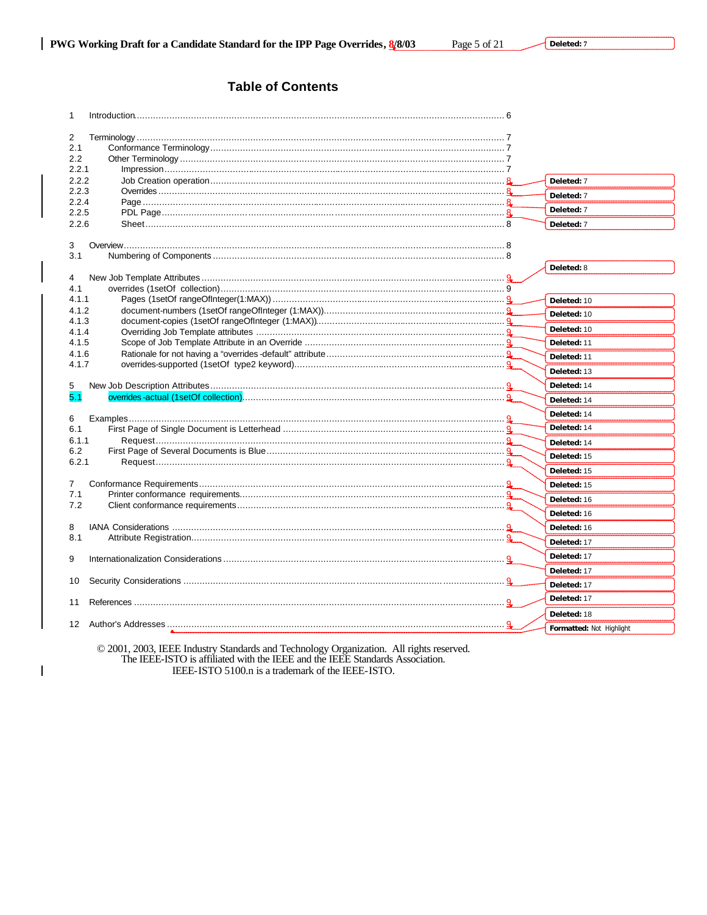# Table of Contents

1 Introduction ........................................................................ 6

2 Terminology ........................................................................ 7
2.1 Conformance Terminology ........................................................................ 7
2.2 Other Terminology ........................................................................ 7
2.2.1 Impression ........................................................................ 7
2.2.2 Job Creation operation ........................................................................ 8
2.2.3 Overrides ........................................................................ 8
2.2.4 Page ........................................................................ 8
2.2.5 PDL Page ........................................................................ 8
2.2.6 Sheet ........................................................................ 8

3 Overview ........................................................................ 8
3.1 Numbering of Components ........................................................................ 8

4 New Job Template Attributes ........................................................................ 9
4.1 overrides (1setOf collection) ........................................................................ 9
4.1.1 Pages (1setOf rangeOfInteger(1:MAX)) ........................................................................ 9
4.1.2 document-numbers (1setOf rangeOfInteger (1:MAX)) ........................................................................ 9
4.1.3 document-copies (1setOf rangeOfInteger (1:MAX)) ........................................................................ 9
4.1.4 Overriding Job Template attributes ........................................................................ 9
4.1.5 Scope of Job Template Attribute in an Override ........................................................................ 9
4.1.6 Rationale for not having a "overrides-default" attribute ........................................................................ 9
4.1.7 overrides-supported (1setOf type2 keyword) ........................................................................ 9

5 New Job Description Attributes ........................................................................ 9
5.1 overrides-actual (1setOf collection) ........................................................................ 9

6 Examples ........................................................................ 9
6.1 First Page of Single Document is Letterhead ........................................................................ 9
6.1.1 Request ........................................................................ 9
6.2 First Page of Several Documents is Blue ........................................................................ 9
6.2.1 Request ........................................................................ 9

7 Conformance Requirements ........................................................................ 9
7.1 Printer conformance requirements ........................................................................ 9
7.2 Client conformance requirements ........................................................................ 9

8 IANA Considerations ........................................................................ 9
8.1 Attribute Registration ........................................................................ 9

9 Internationalization Considerations ........................................................................ 9

10 Security Considerations ........................................................................ 9

11 References ........................................................................ 9

12 Author's Addresses ........................................................................ 9

Deleted: 7
Deleted: 7
Deleted: 7
Deleted: 7
Deleted: 7
Deleted: 8
Deleted: 10
Deleted: 10
Deleted: 10
Deleted: 11
Deleted: 11
Deleted: 13
Deleted: 14
Deleted: 14
Deleted: 14
Deleted: 14
Deleted: 14
Deleted: 15
Deleted: 15
Deleted: 15
Deleted: 16
Deleted: 16
Deleted: 16
Deleted: 17
Deleted: 17
Deleted: 17
Deleted: 17
Deleted: 17
Deleted: 18
Formatted: Not Highlight

© 2001, 2003, IEEE Industry Standards and Technology Organization. All rights reserved.
The IEEE-ISTO is affiliated with the IEEE and the IEEE Standards Association.
IEEE-ISTO 5100.n is a trademark of the IEEE-ISTO.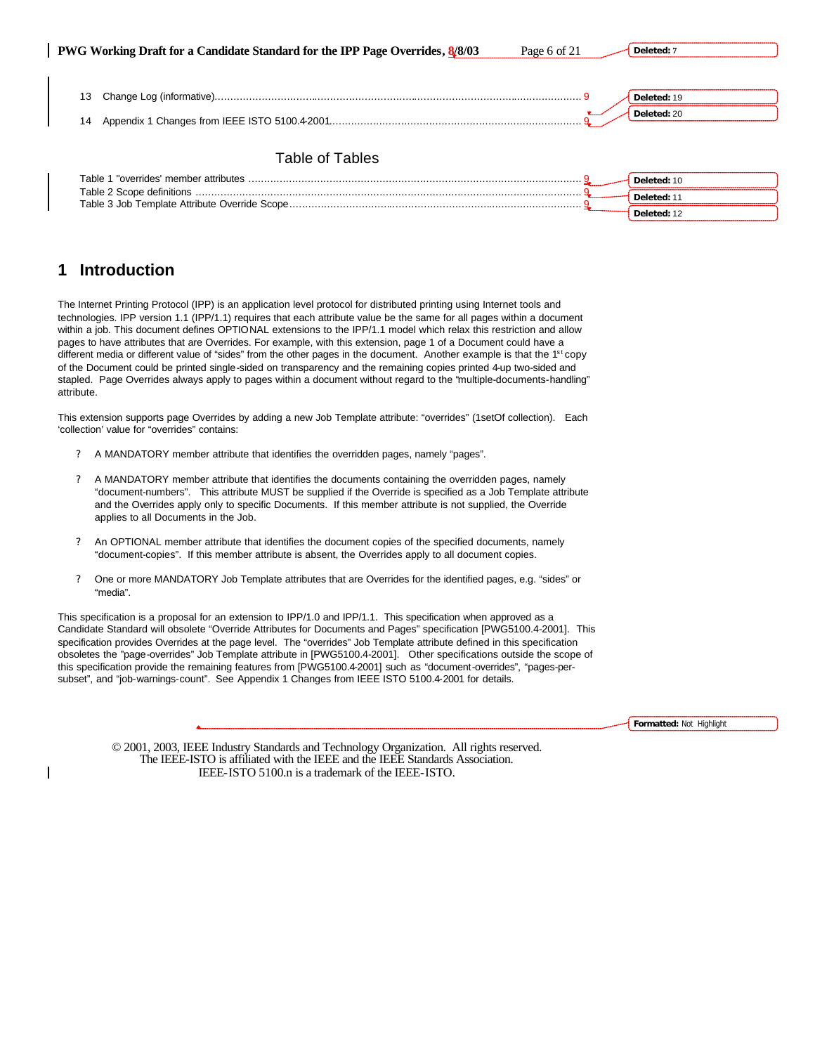13 Change Log (informative)........................................................................................................................ 9

14 Appendix 1 Changes from IEEE ISTO 5100.4-2001................................................................................ 9

## Table of Tables

Table 1 "overrides' member attributes ........................................................................................................... 9
Table 2 Scope definitions ............................................................................................................................. 9
Table 3 Job Template Attribute Override Scope............................................................................................. 9

# 1 Introduction

The Internet Printing Protocol (IPP) is an application level protocol for distributed printing using Internet tools and technologies. IPP version 1.1 (IPP/1.1) requires that each attribute value be the same for all pages within a document within a job. This document defines OPTIONAL extensions to the IPP/1.1 model which relax this restriction and allow pages to have attributes that are Overrides. For example, with this extension, page 1 of a Document could have a different media or different value of "sides" from the other pages in the document. Another example is that the 1st copy of the Document could be printed single-sided on transparency and the remaining copies printed 4-up two-sided and stapled. Page Overrides always apply to pages within a document without regard to the "multiple-documents-handling" attribute.

This extension supports page Overrides by adding a new Job Template attribute: "overrides" (1setOf collection). Each 'collection' value for "overrides" contains:

- A MANDATORY member attribute that identifies the overridden pages, namely "pages".
- A MANDATORY member attribute that identifies the documents containing the overridden pages, namely "document-numbers". This attribute MUST be supplied if the Override is specified as a Job Template attribute and the Overrides apply only to specific Documents. If this member attribute is not supplied, the Override applies to all Documents in the Job.
- An OPTIONAL member attribute that identifies the document copies of the specified documents, namely "document-copies". If this member attribute is absent, the Overrides apply to all document copies.
- One or more MANDATORY Job Template attributes that are Overrides for the identified pages, e.g. "sides" or "media".

This specification is a proposal for an extension to IPP/1.0 and IPP/1.1. This specification when approved as a Candidate Standard will obsolete "Override Attributes for Documents and Pages" specification [PWG5100.4-2001]. This specification provides Overrides at the page level. The "overrides" Job Template attribute defined in this specification obsoletes the "page-overrides" Job Template attribute in [PWG5100.4-2001]. Other specifications outside the scope of this specification provide the remaining features from [PWG5100.4-2001] such as "document-overrides", "pages-per-subset", and "job-warnings-count". See Appendix 1 Changes from IEEE ISTO 5100.4-2001 for details.

© 2001, 2003, IEEE Industry Standards and Technology Organization. All rights reserved.
The IEEE-ISTO is affiliated with the IEEE and the IEEE Standards Association.
IEEE-ISTO 5100.n is a trademark of the IEEE-ISTO.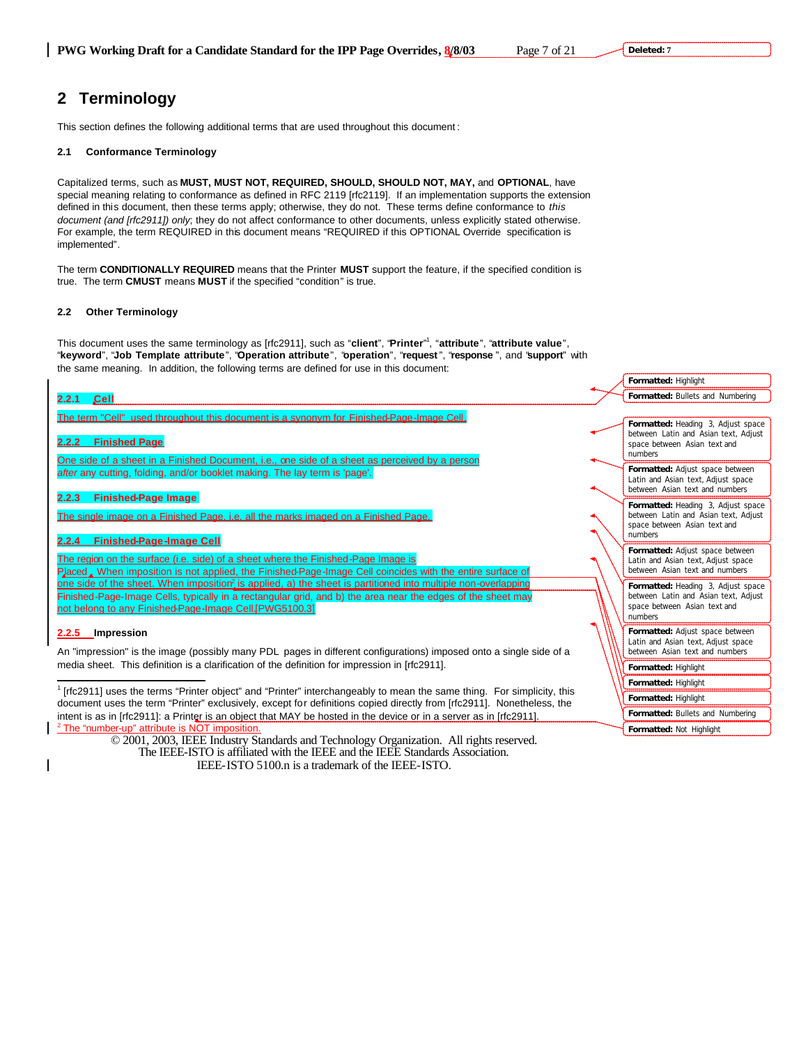# 2 Terminology

This section defines the following additional terms that are used throughout this document:

### 2.1 Conformance Terminology

Capitalized terms, such as **MUST, MUST NOT, REQUIRED, SHOULD, SHOULD NOT, MAY,** and **OPTIONAL**, have special meaning relating to conformance as defined in RFC 2119 [rfc2119]. If an implementation supports the extension defined in this document, then these terms apply; otherwise, they do not. These terms define conformance to *this document (and [rfc2911]) only*; they do not affect conformance to other documents, unless explicitly stated otherwise. For example, the term REQUIRED in this document means "REQUIRED if this OPTIONAL Override specification is implemented".

The term **CONDITIONALLY REQUIRED** means that the Printer **MUST** support the feature, if the specified condition is true. The term **CMUST** means **MUST** if the specified "condition" is true.

### 2.2 Other Terminology

This document uses the same terminology as [rfc2911], such as "**client**", "**Printer**"[1], "**attribute**", "**attribute value**", "**keyword**", "**Job Template attribute**", "**Operation attribute**", "**operation**", "**request**", "**response** ", and "**support**" with the same meaning. In addition, the following terms are defined for use in this document:

#### 2.2.1 Cell

The term "Cell" used throughout this document is a synonym for Finished-Page-Image Cell.

#### 2.2.2 Finished Page

One side of a sheet in a Finished Document, i.e., one side of a sheet as perceived by a person *after* any cutting, folding, and/or booklet making. The lay term is 'page'.

#### 2.2.3 Finished-Page Image

The single image on a Finished Page, i.e. all the marks imaged on a Finished Page.

#### 2.2.4 Finished-Page-Image Cell

The region on the surface (i.e. side) of a sheet where the Finished-Page Image is Placed. When imposition is not applied, the Finished-Page-Image Cell coincides with the entire surface of one side of the sheet. When imposition[2] is applied, a) the sheet is partitioned into multiple non-overlapping Finished-Page-Image Cells, typically in a rectangular grid, and b) the area near the edges of the sheet may not belong to any Finished-Page-Image Cell.[PWG5100.3]

#### 2.2.5 Impression

An "impression" is the image (possibly many PDL pages in different configurations) imposed onto a single side of a media sheet. This definition is a clarification of the definition for impression in [rfc2911].

---

[1] [rfc2911] uses the terms "Printer object" and "Printer" interchangeably to mean the same thing. For simplicity, this document uses the term "Printer" exclusively, except for definitions copied directly from [rfc2911]. Nonetheless, the intent is as in [rfc2911]: a Printer is an object that MAY be hosted in the device or in a server as in [rfc2911].

[2] The "number-up" attribute is NOT imposition.

© 2001, 2003, IEEE Industry Standards and Technology Organization. All rights reserved.
The IEEE-ISTO is affiliated with the IEEE and the IEEE Standards Association.
IEEE-ISTO 5100.n is a trademark of the IEEE-ISTO.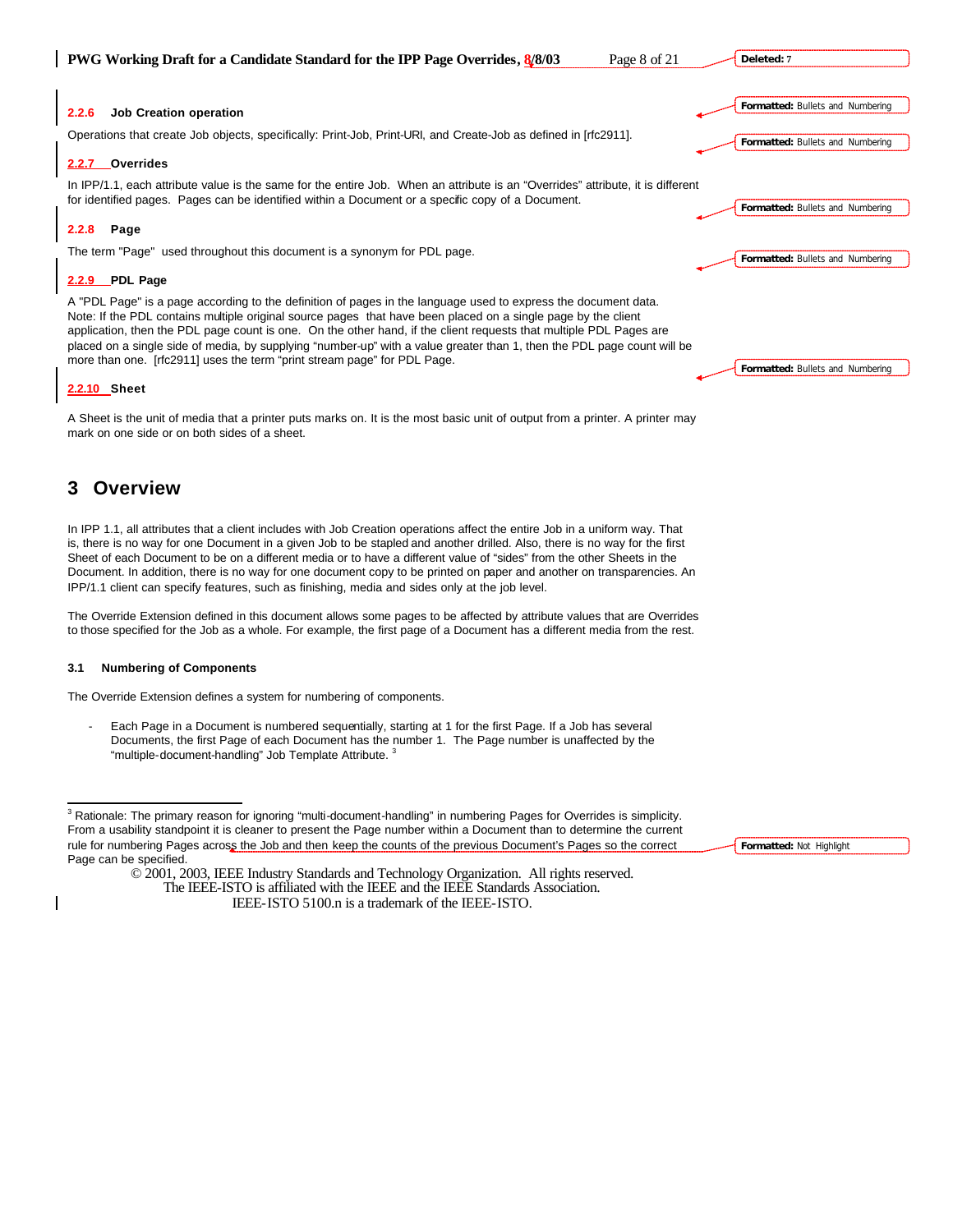### 2.2.6 Job Creation operation

Operations that create Job objects, specifically: Print-Job, Print-URI, and Create-Job as defined in [rfc2911].

### 2.2.7 Overrides

In IPP/1.1, each attribute value is the same for the entire Job. When an attribute is an "Overrides" attribute, it is different for identified pages. Pages can be identified within a Document or a specific copy of a Document.

### 2.2.8 Page

The term "Page" used throughout this document is a synonym for PDL page.

### 2.2.9 PDL Page

A "PDL Page" is a page according to the definition of pages in the language used to express the document data. Note: If the PDL contains multiple original source pages that have been placed on a single page by the client application, then the PDL page count is one. On the other hand, if the client requests that multiple PDL Pages are placed on a single side of media, by supplying "number-up" with a value greater than 1, then the PDL page count will be more than one. [rfc2911] uses the term "print stream page" for PDL Page.

### 2.2.10 Sheet

A Sheet is the unit of media that a printer puts marks on. It is the most basic unit of output from a printer. A printer may mark on one side or on both sides of a sheet.

# 3 Overview

In IPP 1.1, all attributes that a client includes with Job Creation operations affect the entire Job in a uniform way. That is, there is no way for one Document in a given Job to be stapled and another drilled. Also, there is no way for the first Sheet of each Document to be on a different media or to have a different value of "sides" from the other Sheets in the Document. In addition, there is no way for one document copy to be printed on paper and another on transparencies. An IPP/1.1 client can specify features, such as finishing, media and sides only at the job level.

The Override Extension defined in this document allows some pages to be affected by attribute values that are Overrides to those specified for the Job as a whole. For example, the first page of a Document has a different media from the rest.

## 3.1 Numbering of Components

The Override Extension defines a system for numbering of components.

- Each Page in a Document is numbered sequentially, starting at 1 for the first Page. If a Job has several Documents, the first Page of each Document has the number 1. The Page number is unaffected by the "multiple-document-handling" Job Template Attribute. [3]

---

[3] Rationale: The primary reason for ignoring "multi-document-handling" in numbering Pages for Overrides is simplicity. From a usability standpoint it is cleaner to present the Page number within a Document than to determine the current rule for numbering Pages across the Job and then keep the counts of the previous Document's Pages so the correct Page can be specified.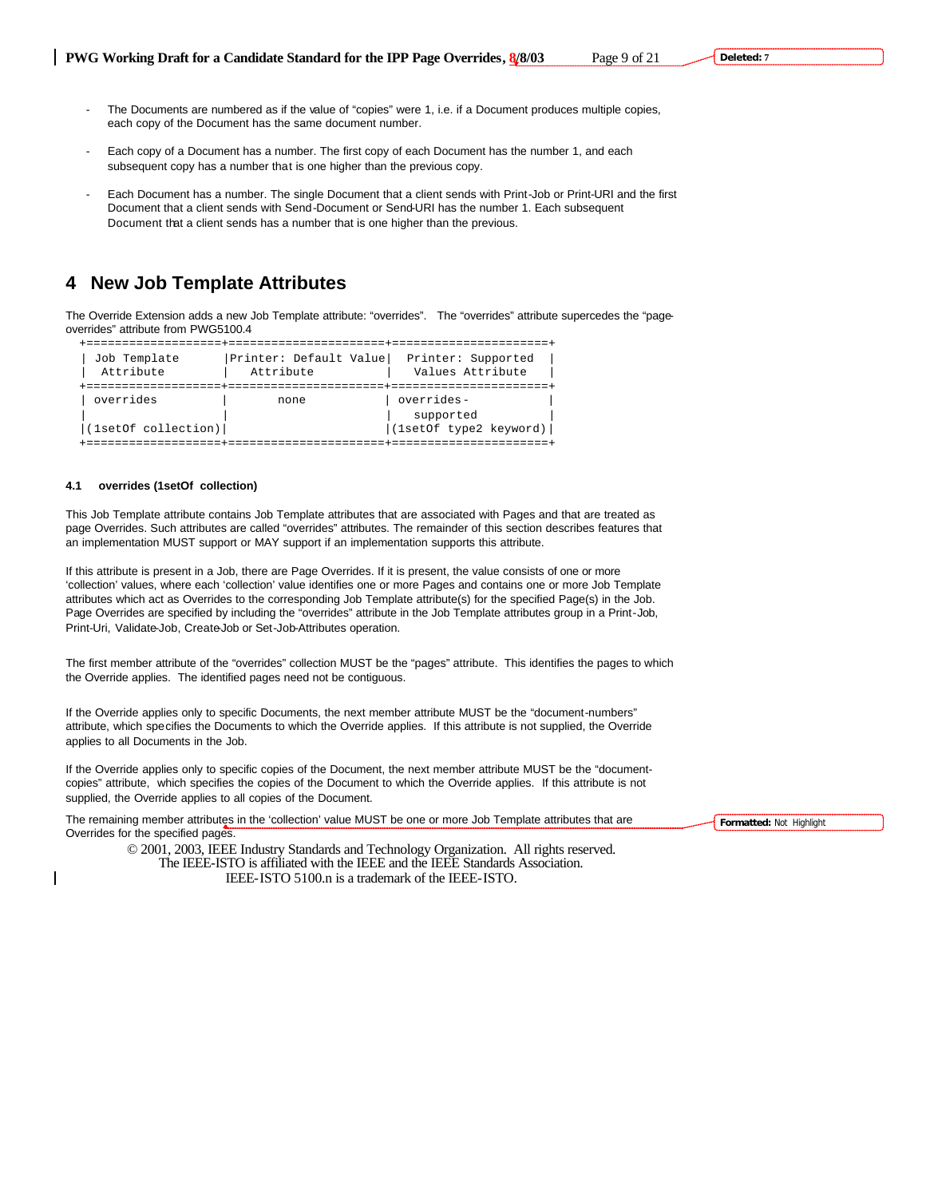- The Documents are numbered as if the value of "copies" were 1, i.e. if a Document produces multiple copies, each copy of the Document has the same document number.

- Each copy of a Document has a number. The first copy of each Document has the number 1, and each subsequent copy has a number that is one higher than the previous copy.

- Each Document has a number. The single Document that a client sends with Print-Job or Print-URI and the first Document that a client sends with Send-Document or Send-URI has the number 1. Each subsequent Document that a client sends has a number that is one higher than the previous.

# 4 New Job Template Attributes

The Override Extension adds a new Job Template attribute: "overrides". The "overrides" attribute supercedes the "page-overrides" attribute from PWG5100.4

| Job Template Attribute | Printer: Default Value Attribute | Printer: Supported Values Attribute |
|---|---|---|
| overrides (1setOf collection) | none | overrides-supported (1setOf type2 keyword) |

### 4.1 overrides (1setOf collection)

This Job Template attribute contains Job Template attributes that are associated with Pages and that are treated as page Overrides. Such attributes are called "overrides" attributes. The remainder of this section describes features that an implementation MUST support or MAY support if an implementation supports this attribute.

If this attribute is present in a Job, there are Page Overrides. If it is present, the value consists of one or more 'collection' values, where each 'collection' value identifies one or more Pages and contains one or more Job Template attributes which act as Overrides to the corresponding Job Template attribute(s) for the specified Page(s) in the Job. Page Overrides are specified by including the "overrides" attribute in the Job Template attributes group in a Print-Job, Print-Uri, Validate-Job, Create-Job or Set-Job-Attributes operation.

The first member attribute of the "overrides" collection MUST be the "pages" attribute. This identifies the pages to which the Override applies. The identified pages need not be contiguous.

If the Override applies only to specific Documents, the next member attribute MUST be the "document-numbers" attribute, which specifies the Documents to which the Override applies. If this attribute is not supplied, the Override applies to all Documents in the Job.

If the Override applies only to specific copies of the Document, the next member attribute MUST be the "document-copies" attribute, which specifies the copies of the Document to which the Override applies. If this attribute is not supplied, the Override applies to all copies of the Document.

The remaining member attributes in the 'collection' value MUST be one or more Job Template attributes that are Overrides for the specified pages.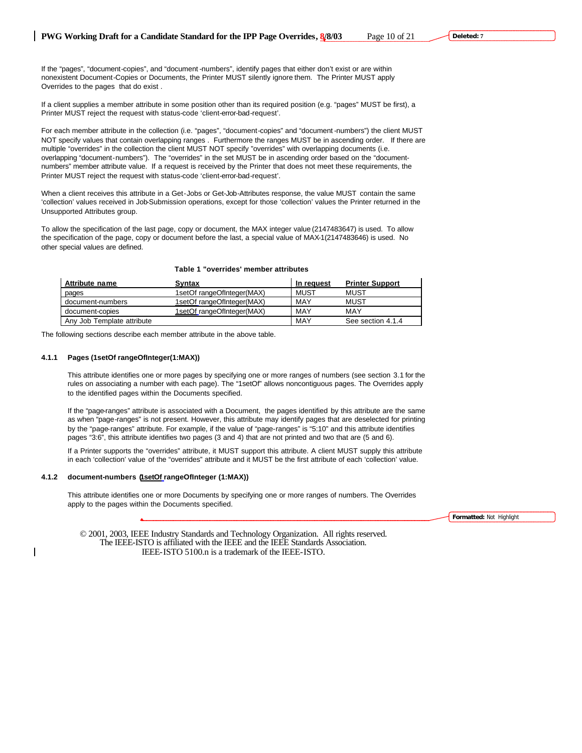If the "pages", "document-copies", and "document-numbers", identify pages that either don't exist or are within nonexistent Document-Copies or Documents, the Printer MUST silently ignore them. The Printer MUST apply Overrides to the pages that do exist .

If a client supplies a member attribute in some position other than its required position (e.g. "pages" MUST be first), a Printer MUST reject the request with status-code 'client-error-bad-request'.

For each member attribute in the collection (i.e. "pages", "document-copies" and "document-numbers") the client MUST NOT specify values that contain overlapping ranges . Furthermore the ranges MUST be in ascending order. If there are multiple "overrides" in the collection the client MUST NOT specify "overrides" with overlapping documents (i.e. overlapping "document-numbers"). The "overrides" in the set MUST be in ascending order based on the "document-numbers" member attribute value. If a request is received by the Printer that does not meet these requirements, the Printer MUST reject the request with status-code 'client-error-bad-request'.

When a client receives this attribute in a Get-Jobs or Get-Job-Attributes response, the value MUST contain the same 'collection' values received in Job-Submission operations, except for those 'collection' values the Printer returned in the Unsupported Attributes group.

To allow the specification of the last page, copy or document, the MAX integer value (2147483647) is used. To allow the specification of the page, copy or document before the last, a special value of MAX-1(2147483646) is used. No other special values are defined.

**Table 1 "overrides' member attributes**

| Attribute name | Syntax | In request | Printer Support |
|---|---|---|---|
| pages | 1setOf rangeOfInteger(MAX) | MUST | MUST |
| document-numbers | 1setOf rangeOfInteger(MAX) | MAY | MUST |
| document-copies | 1setOf rangeOfInteger(MAX) | MAY | MAY |
| Any Job Template attribute | | MAY | See section 4.1.4 |

The following sections describe each member attribute in the above table.

### 4.1.1 Pages (1setOf rangeOfInteger(1:MAX))

This attribute identifies one or more pages by specifying one or more ranges of numbers (see section 3.1 for the rules on associating a number with each page). The "1setOf" allows noncontiguous pages. The Overrides apply to the identified pages within the Documents specified.

If the "page-ranges" attribute is associated with a Document, the pages identified by this attribute are the same as when "page-ranges" is not present. However, this attribute may identify pages that are deselected for printing by the "page-ranges" attribute. For example, if the value of "page-ranges" is "5:10" and this attribute identifies pages "3:6", this attribute identifies two pages (3 and 4) that are not printed and two that are (5 and 6).

If a Printer supports the "overrides" attribute, it MUST support this attribute. A client MUST supply this attribute in each 'collection' value of the "overrides" attribute and it MUST be the first attribute of each 'collection' value.

### 4.1.2 document-numbers (1setOf rangeOfInteger (1:MAX))

This attribute identifies one or more Documents by specifying one or more ranges of numbers. The Overrides apply to the pages within the Documents specified.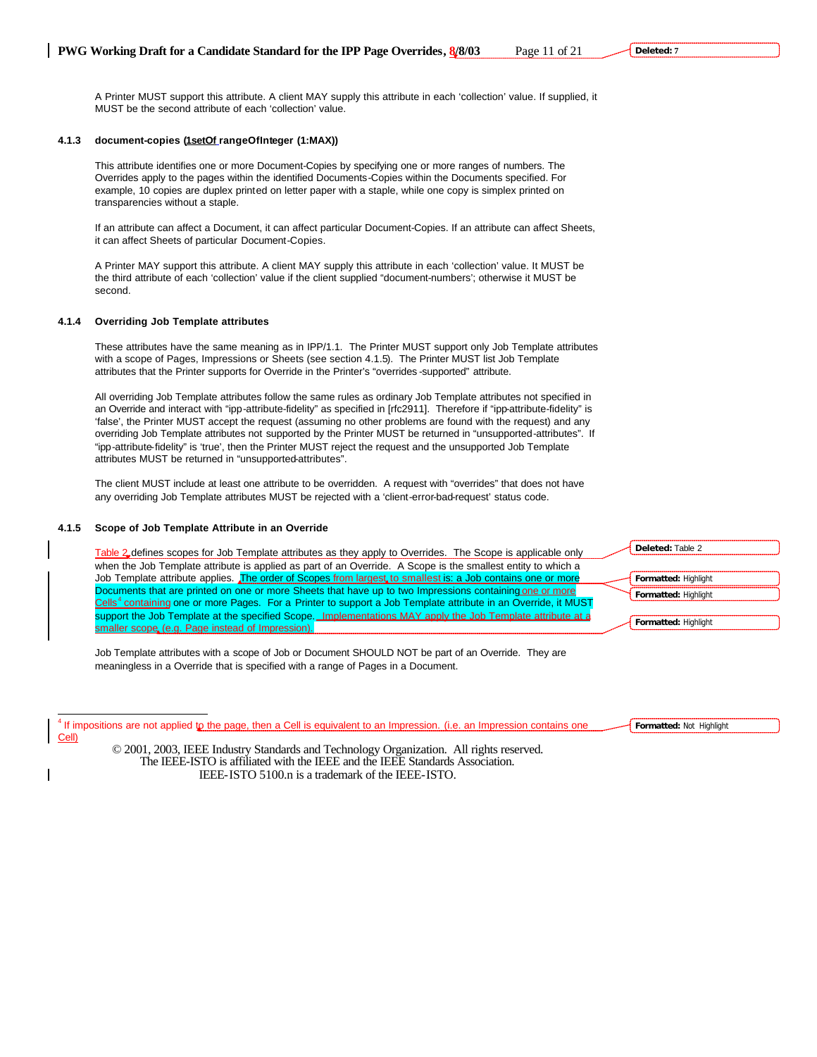A Printer MUST support this attribute. A client MAY supply this attribute in each 'collection' value. If supplied, it MUST be the second attribute of each 'collection' value.

### 4.1.3 document-copies (1setOf rangeOfInteger (1:MAX))

This attribute identifies one or more Document-Copies by specifying one or more ranges of numbers. The Overrides apply to the pages within the identified Documents-Copies within the Documents specified. For example, 10 copies are duplex printed on letter paper with a staple, while one copy is simplex printed on transparencies without a staple.

If an attribute can affect a Document, it can affect particular Document-Copies. If an attribute can affect Sheets, it can affect Sheets of particular Document-Copies.

A Printer MAY support this attribute. A client MAY supply this attribute in each 'collection' value. It MUST be the third attribute of each 'collection' value if the client supplied "document-numbers'; otherwise it MUST be second.

### 4.1.4 Overriding Job Template attributes

These attributes have the same meaning as in IPP/1.1. The Printer MUST support only Job Template attributes with a scope of Pages, Impressions or Sheets (see section 4.1.5). The Printer MUST list Job Template attributes that the Printer supports for Override in the Printer's "overrides-supported" attribute.

All overriding Job Template attributes follow the same rules as ordinary Job Template attributes not specified in an Override and interact with "ipp-attribute-fidelity" as specified in [rfc2911]. Therefore if "ipp-attribute-fidelity" is 'false', the Printer MUST accept the request (assuming no other problems are found with the request) and any overriding Job Template attributes not supported by the Printer MUST be returned in "unsupported-attributes". If "ipp-attribute-fidelity" is 'true', then the Printer MUST reject the request and the unsupported Job Template attributes MUST be returned in "unsupported-attributes".

The client MUST include at least one attribute to be overridden. A request with "overrides" that does not have any overriding Job Template attributes MUST be rejected with a 'client-error-bad-request' status code.

### 4.1.5 Scope of Job Template Attribute in an Override

Table 2 defines scopes for Job Template attributes as they apply to Overrides. The Scope is applicable only when the Job Template attribute is applied as part of an Override. A Scope is the smallest entity to which a Job Template attribute applies. The order of Scopes from largest to smallest is: a Job contains one or more Documents that are printed on one or more Sheets that have up to two Impressions containing one or more Cells[4] containing one or more Pages. For a Printer to support a Job Template attribute in an Override, it MUST support the Job Template at the specified Scope. Implementations MAY apply the Job Template attribute at a smaller scope (e.g. Page instead of Impression).

Job Template attributes with a scope of Job or Document SHOULD NOT be part of an Override. They are meaningless in a Override that is specified with a range of Pages in a Document.

---

[4] If impositions are not applied to the page, then a Cell is equivalent to an Impression. (i.e. an Impression contains one Cell)

© 2001, 2003, IEEE Industry Standards and Technology Organization. All rights reserved.
The IEEE-ISTO is affiliated with the IEEE and the IEEE Standards Association.
IEEE-ISTO 5100.n is a trademark of the IEEE-ISTO.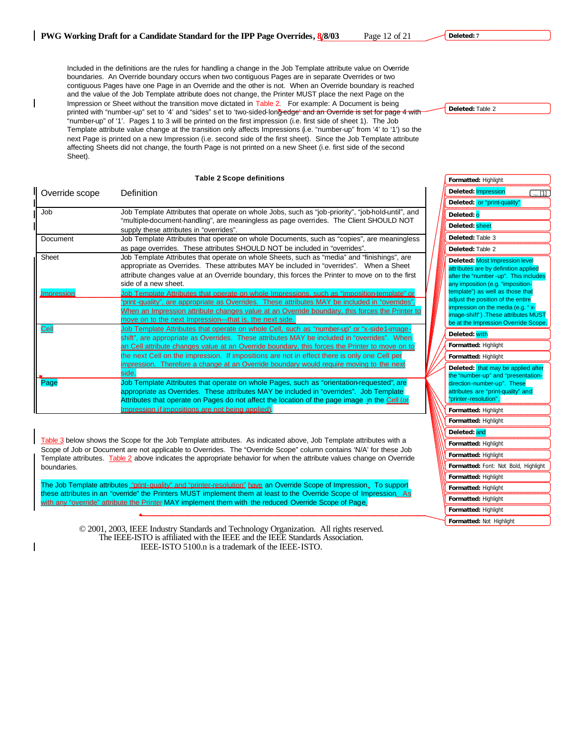Included in the definitions are the rules for handling a change in the Job Template attribute value on Override boundaries. An Override boundary occurs when two contiguous Pages are in separate Overrides or two contiguous Pages have one Page in an Override and the other is not. When an Override boundary is reached and the value of the Job Template attribute does not change, the Printer MUST place the next Page on the Impression or Sheet without the transition move dictated in Table 2. For example: A Document is being printed with "number-up" set to '4' and "sides" set to 'two-sided-long-edge' and an Override is set for page 4 with "number-up" of '1'. Pages 1 to 3 will be printed on the first impression (i.e. first side of sheet 1). The Job Template attribute value change at the transition only affects Impressions (i.e. "number-up" from '4' to '1') so the next Page is printed on a new Impression (i.e. second side of the first sheet). Since the Job Template attribute affecting Sheets did not change, the fourth Page is not printed on a new Sheet (i.e. first side of the second Sheet).

**Table 2 Scope definitions**

| Override scope | Definition |
|---|---|
| Job | Job Template Attributes that operate on whole Jobs, such as "job-priority", "job-hold-until", and "multiple-document-handling", are meaningless as page overrides. The Client SHOULD NOT supply these attributes in "overrides". |
| Document | Job Template Attributes that operate on whole Documents, such as "copies", are meaningless as page overrides. These attributes SHOULD NOT be included in "overrides". |
| Sheet | Job Template Attributes that operate on whole Sheets, such as "media" and "finishings", are appropriate as Overrides. These attributes MAY be included in "overrides". When a Sheet attribute changes value at an Override boundary, this forces the Printer to move on to the first side of a new sheet. |
| Impression | Job Template Attributes that operate on whole Impressions, such as "imposition-template" or "print-quality", are appropriate as Overrides. These attributes MAY be included in "overrides". When an Impression attribute changes value at an Override boundary, this forces the Printer to move on to the next Impression—that is, the next side. |
| Cell | Job Template Attributes that operate on whole Cell, such as "number-up" or "x-side1-image-shift", are appropriate as Overrides. These attributes MAY be included in "overrides". When an Cell attribute changes value at an Override boundary, this forces the Printer to move on to the next Cell on the impression. If impositions are not in effect there is only one Cell per impression. Therefore a change at an Override boundary would require moving to the next side. |
| Page | Job Template Attributes that operate on whole Pages, such as "orientation-requested", are appropriate as Overrides. These attributes MAY be included in "overrides". Job Template Attributes that operate on Pages do not affect the location of the page image in the Cell (or Impression if impositions are not being applied). |

Table 3 below shows the Scope for the Job Template attributes. As indicated above, Job Template attributes with a Scope of Job or Document are not applicable to Overrides. The "Override Scope" column contains 'N/A' for these Job Template attributes. Table 2 above indicates the appropriate behavior for when the attribute values change on Override boundaries.

The Job Template attributes "print-quality" and "printer-resolution" have an Override Scope of Impression. To support these attributes in an "override" the Printers MUST implement them at least to the Override Scope of Impression. As with any "override" attribute the Printer MAY implement them with the reduced Override Scope of Page.

© 2001, 2003, IEEE Industry Standards and Technology Organization. All rights reserved.
The IEEE-ISTO is affiliated with the IEEE and the IEEE Standards Association.
IEEE-ISTO 5100.n is a trademark of the IEEE-ISTO.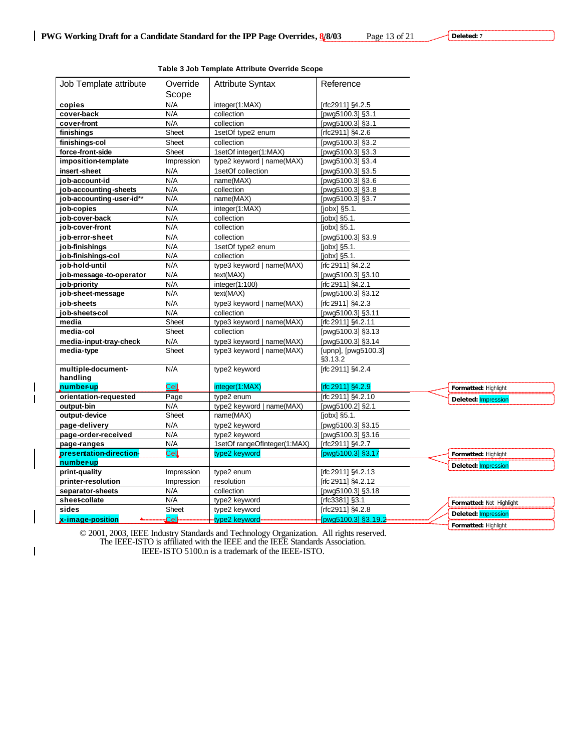**Table 3 Job Template Attribute Override Scope**

| Job Template attribute | Override Scope | Attribute Syntax | Reference |
|---|---|---|---|
| **copies** | N/A | integer(1:MAX) | [rfc2911] §4.2.5 |
| **cover-back** | N/A | collection | [pwg5100.3] §3.1 |
| **cover-front** | N/A | collection | [pwg5100.3] §3.1 |
| **finishings** | Sheet | 1setOf type2 enum | [rfc2911] §4.2.6 |
| **finishings-col** | Sheet | collection | [pwg5100.3] §3.2 |
| **force-front-side** | Sheet | 1setOf integer(1:MAX) | [pwg5100.3] §3.3 |
| **imposition-template** | Impression | type2 keyword \| name(MAX) | [pwg5100.3] §3.4 |
| **insert-sheet** | N/A | 1setOf collection | [pwg5100.3] §3.5 |
| **job-account-id** | N/A | name(MAX) | [pwg5100.3] §3.6 |
| **job-accounting-sheets** | N/A | collection | [pwg5100.3] §3.8 |
| **job-accounting-user-id**** | N/A | name(MAX) | [pwg5100.3] §3.7 |
| **job-copies** | N/A | integer(1:MAX) | [jobx] §5.1. |
| **job-cover-back** | N/A | collection | [jobx] §5.1. |
| **job-cover-front** | N/A | collection | [jobx] §5.1. |
| **job-error-sheet** | N/A | collection | [pwg5100.3] §3.9 |
| **job-finishings** | N/A | 1setOf type2 enum | [jobx] §5.1. |
| **job-finishings-col** | N/A | collection | [jobx] §5.1. |
| **job-hold-until** | N/A | type3 keyword \| name(MAX) | [rfc 2911] §4.2.2 |
| **job-message-to-operator** | N/A | text(MAX) | [pwg5100.3] §3.10 |
| **job-priority** | N/A | integer(1:100) | [rfc 2911] §4.2.1 |
| **job-sheet-message** | N/A | text(MAX) | [pwg5100.3] §3.12 |
| **job-sheets** | N/A | type3 keyword \| name(MAX) | [rfc 2911] §4.2.3 |
| **job-sheets-col** | N/A | collection | [pwg5100.3] §3.11 |
| **media** | Sheet | type3 keyword \| name(MAX) | [rfc 2911] §4.2.11 |
| **media-col** | Sheet | collection | [pwg5100.3] §3.13 |
| **media-input-tray-check** | N/A | type3 keyword \| name(MAX) | [pwg5100.3] §3.14 |
| **media-type** | Sheet | type3 keyword \| name(MAX) | [upnp], [pwg5100.3] §3.13.2 |
| **multiple-document-handling** | N/A | type2 keyword | [rfc 2911] §4.2.4 |
| **number-up** | Cell | integer(1:MAX) | [rfc 2911] §4.2.9 |
| **orientation-requested** | Page | type2 enum | [rfc 2911] §4.2.10 |
| **output-bin** | N/A | type2 keyword \| name(MAX) | [pwg5100.2] §2.1 |
| **output-device** | Sheet | name(MAX) | [jobx] §5.1. |
| **page-delivery** | N/A | type2 keyword | [pwg5100.3] §3.15 |
| **page-order-received** | N/A | type2 keyword | [pwg5100.3] §3.16 |
| **page-ranges** | N/A | 1setOf rangeOfInteger(1:MAX) | [rfc2911] §4.2.7 |
| **presentation-direction-number-up** | Cell | type2 keyword | [pwg5100.3] §3.17 |
| **print-quality** | Impression | type2 enum | [rfc 2911] §4.2.13 |
| **printer-resolution** | Impression | resolution | [rfc 2911] §4.2.12 |
| **separator-sheets** | N/A | collection | [pwg5100.3] §3.18 |
| **sheet-collate** | N/A | type2 keyword | [rfc3381] §3.1 |
| **sides** | Sheet | type2 keyword | [rfc2911] §4.2.8 |
| **x-image-position** | Cell | type2 keyword | [pwg5100.3] §3.19.2 |

© 2001, 2003, IEEE Industry Standards and Technology Organization. All rights reserved.
The IEEE-ISTO is affiliated with the IEEE and the IEEE Standards Association.
IEEE-ISTO 5100.n is a trademark of the IEEE-ISTO.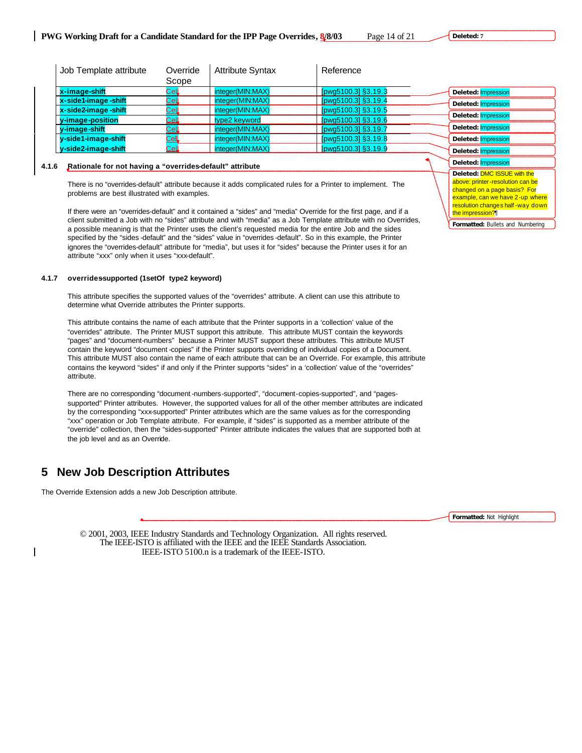| Job Template attribute | Override Scope | Attribute Syntax | Reference |
|---|---|---|---|
| **x-image-shift** | Cell | integer(MIN:MAX) | [pwg5100.3] §3.19.3 |
| **x-side1-image -shift** | Cell | integer(MIN:MAX) | [pwg5100.3] §3.19.4 |
| **x-side2-image -shift** | Cell | integer(MIN:MAX) | [pwg5100.3] §3.19.5 |
| **y-image-position** | Cell | type2 keyword | [pwg5100.3] §3.19.6 |
| **y-image-shift** | Cell | integer(MIN:MAX) | [pwg5100.3] §3.19.7 |
| **y-side1-image-shift** | Cell | integer(MIN:MAX) | [pwg5100.3] §3.19.8 |
| **y-side2-image-shift** | Cell | integer(MIN:MAX) | [pwg5100.3] §3.19.9 |

#### 4.1.6 Rationale for not having a "overrides-default" attribute

There is no "overrides-default" because it adds complicated rules for a Printer to implement. The problems are best illustrated with examples.

If there were an "overrides-default" and it contained a "sides" and "media" Override for the first page, and if a client submitted a Job with no "sides" attribute and with "media" as a Job Template attribute with no Overrides, a possible meaning is that the Printer uses the client's requested media for the entire Job and the sides specified by the "sides -default" and the "sides" value in "overrides -default". So in this example, the Printer ignores the "overrides-default" attribute for "media", but uses it for "sides" because the Printer uses it for an attribute "xxx" only when it uses "xxx-default".

#### 4.1.7 overrides-supported (1setOf type2 keyword)

This attribute specifies the supported values of the "overrides" attribute. A client can use this attribute to determine what Override attributes the Printer supports.

This attribute contains the name of each attribute that the Printer supports in a 'collection' value of the "overrides" attribute. The Printer MUST support this attribute. This attribute MUST contain the keywords "pages" and "document-numbers" because a Printer MUST support these attributes. This attribute MUST contain the keyword "document -copies" if the Printer supports overriding of individual copies of a Document. This attribute MUST also contain the name of each attribute that can be an Override. For example, this attribute contains the keyword "sides" if and only if the Printer supports "sides" in a 'collection' value of the "overrides" attribute.

There are no corresponding "document -numbers-supported", "document-copies-supported", and "pages-supported" Printer attributes. However, the supported values for all of the other member attributes are indicated by the corresponding "xxx-supported" Printer attributes which are the same values as for the corresponding "xxx" operation or Job Template attribute. For example, if "sides" is supported as a member attribute of the "override" collection, then the "sides-supported" Printer attribute indicates the values that are supported both at the job level and as an Override.

# 5 New Job Description Attributes

The Override Extension adds a new Job Description attribute.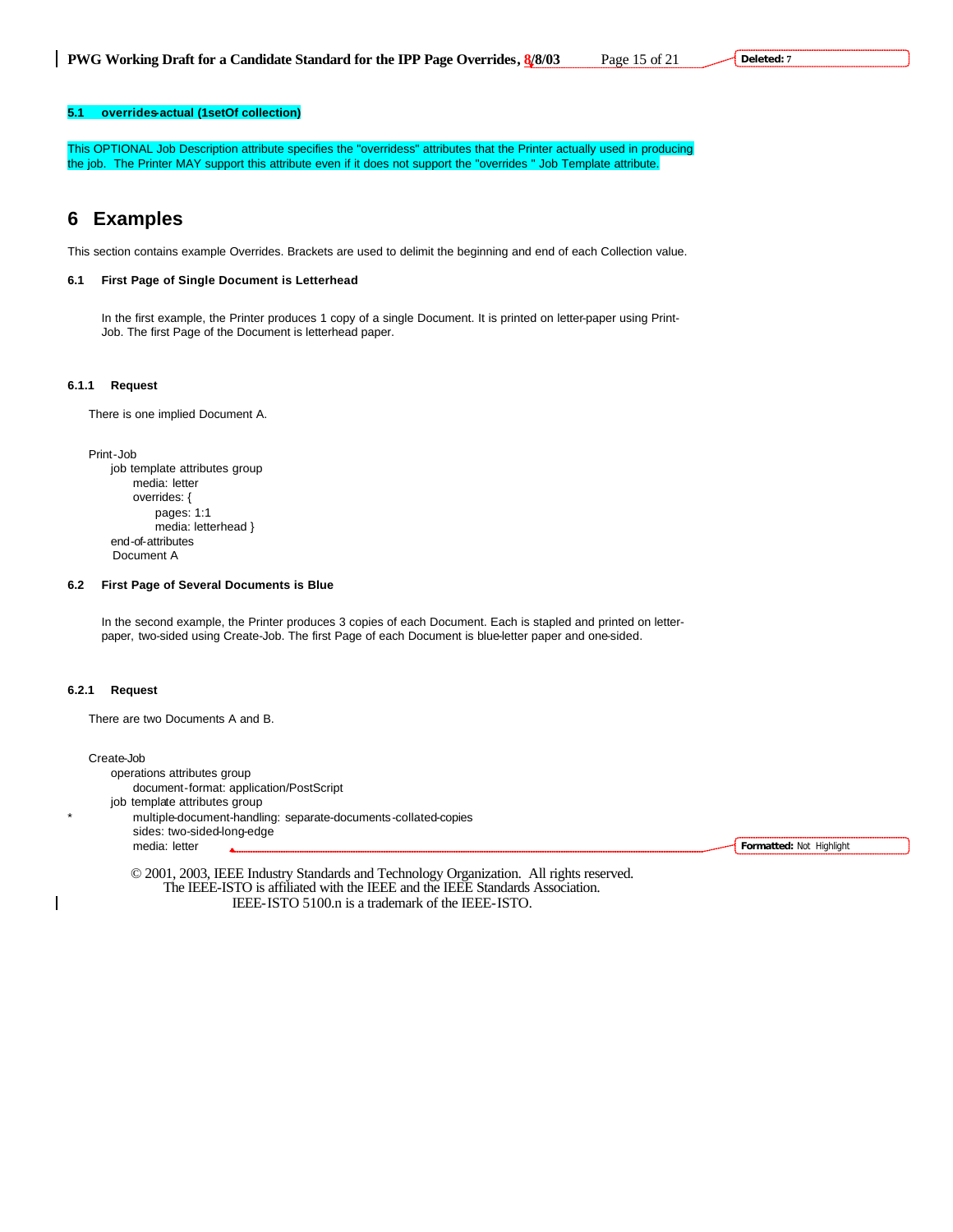### 5.1 overrides-actual (1setOf collection)

This OPTIONAL Job Description attribute specifies the "overridess" attributes that the Printer actually used in producing the job. The Printer MAY support this attribute even if it does not support the "overrides " Job Template attribute.

# 6 Examples

This section contains example Overrides. Brackets are used to delimit the beginning and end of each Collection value.

### 6.1 First Page of Single Document is Letterhead

In the first example, the Printer produces 1 copy of a single Document. It is printed on letter-paper using Print-Job. The first Page of the Document is letterhead paper.

#### 6.1.1 Request

There is one implied Document A.

```
Print-Job
     job template attributes group
          media: letter
          overrides: {
               pages: 1:1
               media: letterhead }
     end-of-attributes
      Document A
```

### 6.2 First Page of Several Documents is Blue

In the second example, the Printer produces 3 copies of each Document. Each is stapled and printed on letter-paper, two-sided using Create-Job. The first Page of each Document is blue-letter paper and one-sided.

#### 6.2.1 Request

There are two Documents A and B.

```
Create-Job
     operations attributes group
          document-format: application/PostScript
     job template attributes group
*         multiple-document-handling: separate-documents-collated-copies
          sides: two-sided-long-edge
          media: letter
```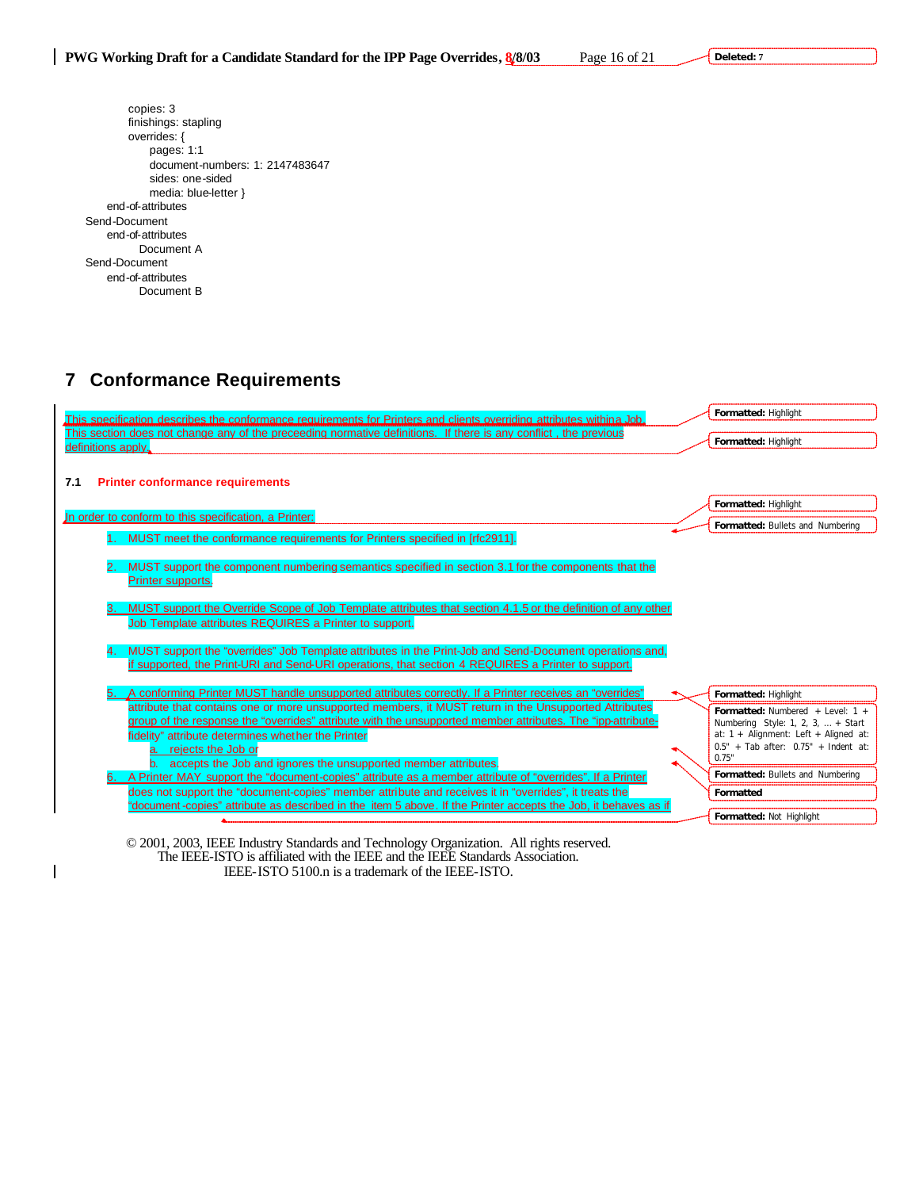```
copies: 3
finishings: stapling
overrides: {
    pages: 1:1
    document-numbers: 1: 2147483647
    sides: one-sided
    media: blue-letter }
end-of-attributes
Send-Document
  end-of-attributes
      Document A
Send-Document
  end-of-attributes
      Document B
```

# 7 Conformance Requirements

This specification describes the conformance requirements for Printers and clients overriding attributes within a Job. This section does not change any of the preceeding normative definitions. If there is any conflict , the previous definitions apply.

### 7.1 Printer conformance requirements

In order to conform to this specification, a Printer:

1. MUST meet the conformance requirements for Printers specified in [rfc2911].

2. MUST support the component numbering semantics specified in section 3.1 for the components that the Printer supports.

3. MUST support the Override Scope of Job Template attributes that section 4.1.5 or the definition of any other Job Template attributes REQUIRES a Printer to support.

4. MUST support the "overrides" Job Template attributes in the Print-Job and Send-Document operations and, if supported, the Print-URI and Send-URI operations, that section 4 REQUIRES a Printer to support.

5. A conforming Printer MUST handle unsupported attributes correctly. If a Printer receives an "overrides" attribute that contains one or more unsupported members, it MUST return in the Unsupported Attributes group of the response the "overrides" attribute with the unsupported member attributes. The "ipp-attribute-fidelity" attribute determines whether the Printer
   a. rejects the Job or
   b. accepts the Job and ignores the unsupported member attributes.
6. A Printer MAY support the "document-copies" attribute as a member attribute of "overrides". If a Printer does not support the "document-copies" member attribute and receives it in "overrides", it treats the "document-copies" attribute as described in the item 5 above. If the Printer accepts the Job, it behaves as if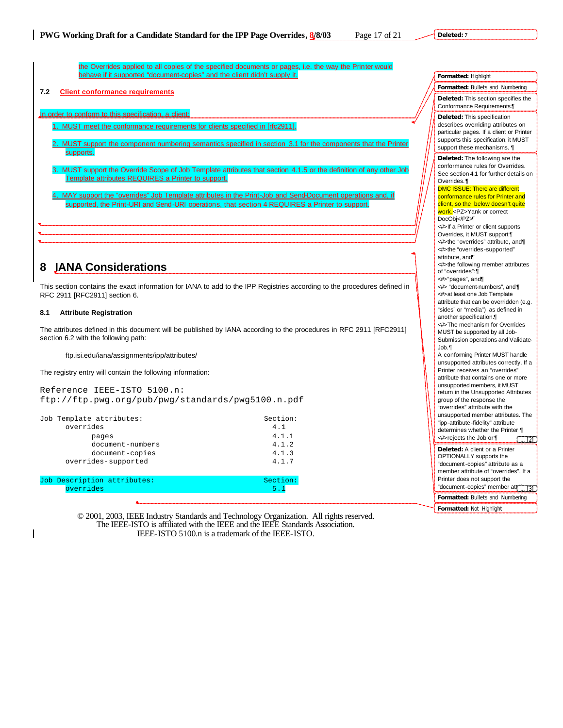the Overrides applied to all copies of the specified documents or pages, i.e. the way the Printer would behave if it supported "document-copies" and the client didn't supply it.

### 7.2 Client conformance requirements

In order to conform to this specification, a client:

1. MUST meet the conformance requirements for clients specified in [rfc2911].
2. MUST support the component numbering semantics specified in section 3.1 for the components that the Printer supports.
3. MUST support the Override Scope of Job Template attributes that section 4.1.5 or the definition of any other Job Template attributes REQUIRES a Printer to support.
4. MAY support the "overrides" Job Template attributes in the Print-Job and Send-Document operations and, if supported, the Print-URI and Send-URI operations, that section 4 REQUIRES a Printer to support.

# 8 IANA Considerations

This section contains the exact information for IANA to add to the IPP Registries according to the procedures defined in RFC 2911 [RFC2911] section 6.

### 8.1 Attribute Registration

The attributes defined in this document will be published by IANA according to the procedures in RFC 2911 [RFC2911] section 6.2 with the following path:

ftp.isi.edu/iana/assignments/ipp/attributes/

The registry entry will contain the following information:

```
Reference IEEE-ISTO 5100.n:
ftp://ftp.pwg.org/pub/pwg/standards/pwg5100.n.pdf

Job Template attributes:                          Section:
      overrides                                     4.1
            pages                                   4.1.1
            document-numbers                        4.1.2
            document-copies                         4.1.3
      overrides-supported                           4.1.7

Job Description attributes:                       Section:
      overrides                                     5.1
```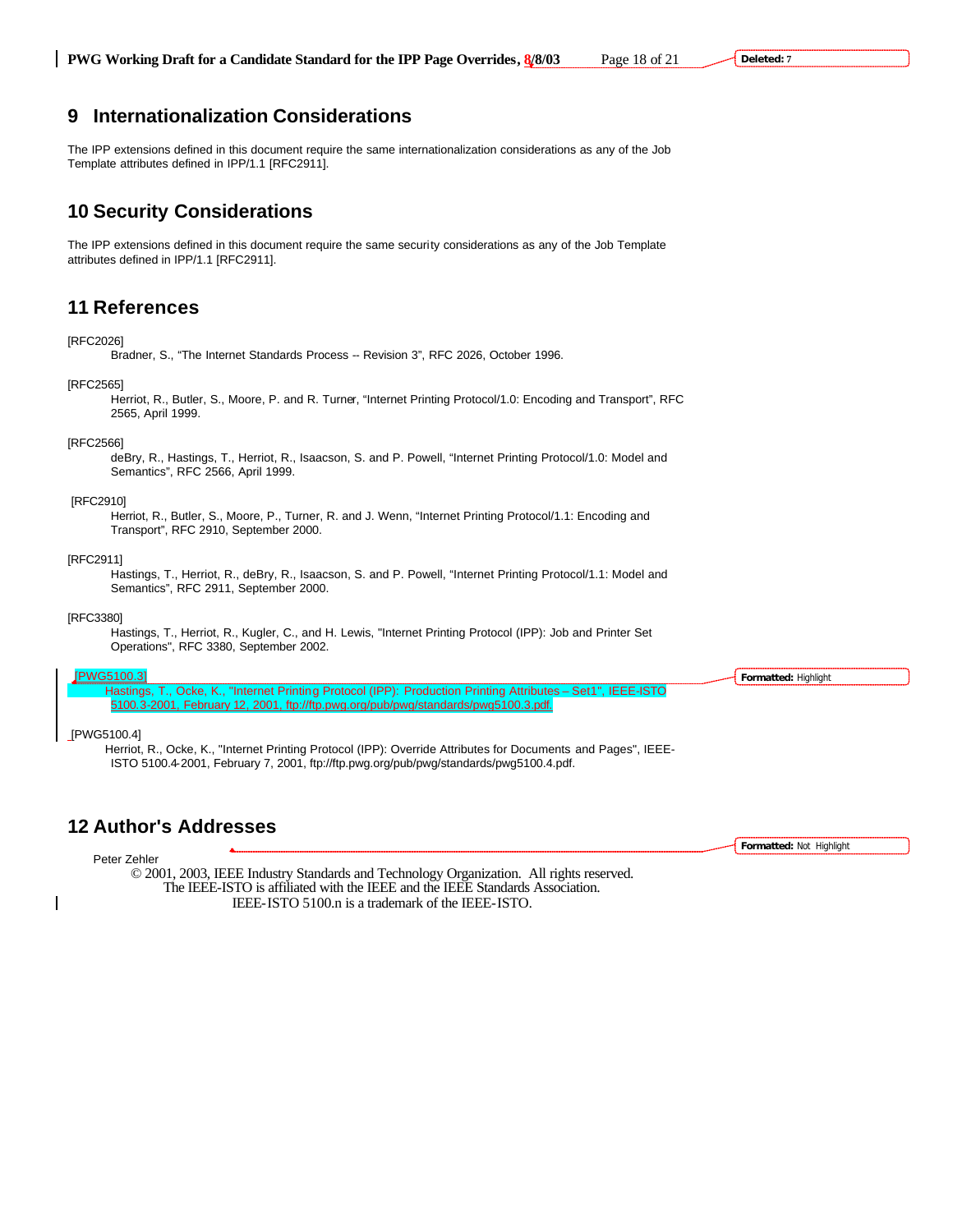## 9 Internationalization Considerations

The IPP extensions defined in this document require the same internationalization considerations as any of the Job Template attributes defined in IPP/1.1 [RFC2911].

## 10 Security Considerations

The IPP extensions defined in this document require the same security considerations as any of the Job Template attributes defined in IPP/1.1 [RFC2911].

## 11 References

[RFC2026]

Bradner, S., "The Internet Standards Process -- Revision 3", RFC 2026, October 1996.

[RFC2565]

Herriot, R., Butler, S., Moore, P. and R. Turner, "Internet Printing Protocol/1.0: Encoding and Transport", RFC 2565, April 1999.

[RFC2566]

deBry, R., Hastings, T., Herriot, R., Isaacson, S. and P. Powell, "Internet Printing Protocol/1.0: Model and Semantics", RFC 2566, April 1999.

[RFC2910]

Herriot, R., Butler, S., Moore, P., Turner, R. and J. Wenn, "Internet Printing Protocol/1.1: Encoding and Transport", RFC 2910, September 2000.

[RFC2911]

Hastings, T., Herriot, R., deBry, R., Isaacson, S. and P. Powell, "Internet Printing Protocol/1.1: Model and Semantics", RFC 2911, September 2000.

[RFC3380]

Hastings, T., Herriot, R., Kugler, C., and H. Lewis, "Internet Printing Protocol (IPP): Job and Printer Set Operations", RFC 3380, September 2002.

[PWG5100.3]

Hastings, T., Ocke, K., "Internet Printing Protocol (IPP): Production Printing Attributes – Set1", IEEE-ISTO 5100.3-2001, February 12, 2001, ftp://ftp.pwg.org/pub/pwg/standards/pwg5100.3.pdf.

[PWG5100.4]

Herriot, R., Ocke, K., "Internet Printing Protocol (IPP): Override Attributes for Documents and Pages", IEEE-ISTO 5100.4-2001, February 7, 2001, ftp://ftp.pwg.org/pub/pwg/standards/pwg5100.4.pdf.

## 12 Author's Addresses

Peter Zehler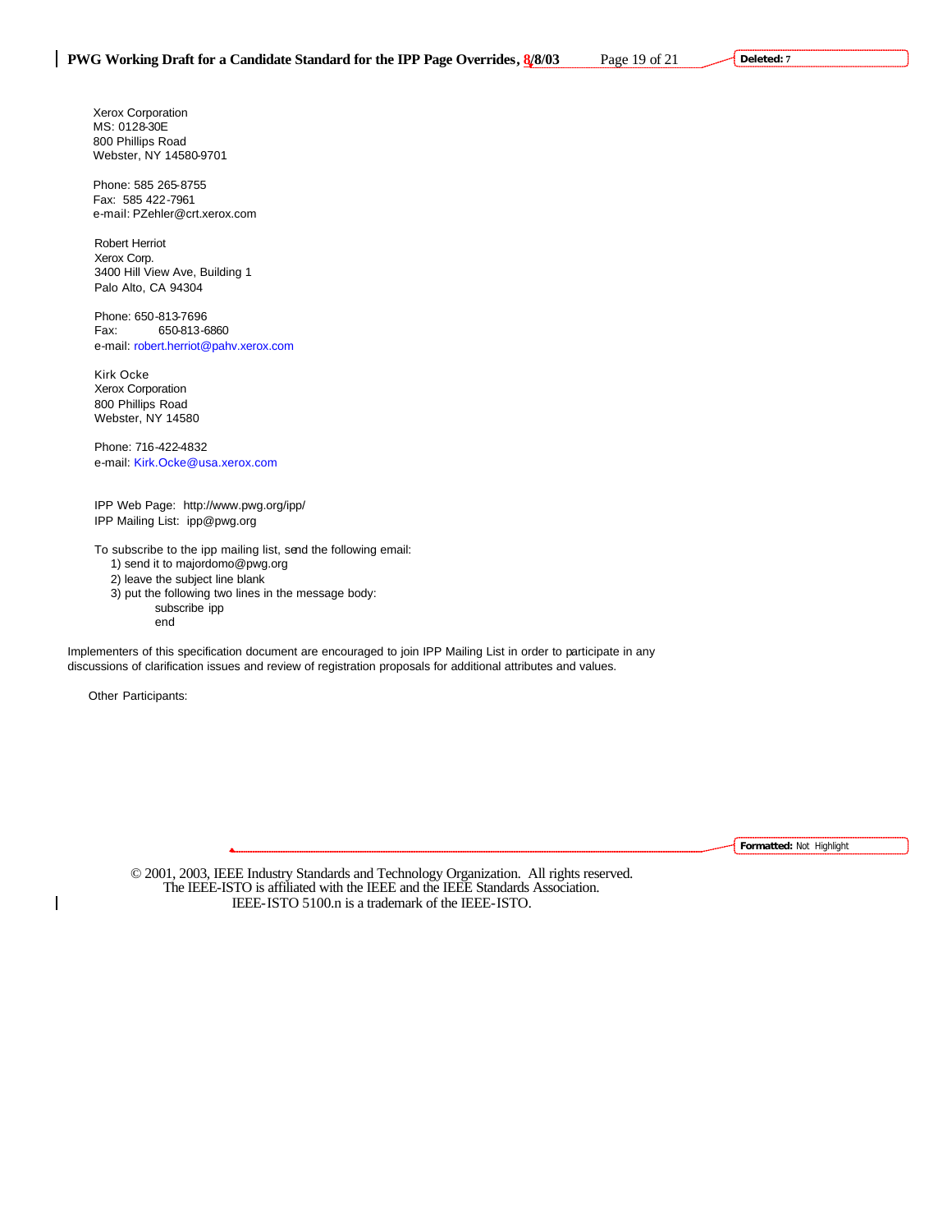Xerox Corporation
MS: 0128-30E
800 Phillips Road
Webster, NY 14580-9701

Phone: 585 265-8755
Fax: 585 422-7961
e-mail: PZehler@crt.xerox.com

Robert Herriot
Xerox Corp.
3400 Hill View Ave, Building 1
Palo Alto, CA 94304

Phone: 650-813-7696
Fax: 650-813-6860
e-mail: robert.herriot@pahv.xerox.com

Kirk Ocke
Xerox Corporation
800 Phillips Road
Webster, NY 14580

Phone: 716-422-4832
e-mail: Kirk.Ocke@usa.xerox.com

IPP Web Page: http://www.pwg.org/ipp/
IPP Mailing List: ipp@pwg.org

To subscribe to the ipp mailing list, send the following email:

1) send it to majordomo@pwg.org
2) leave the subject line blank
3) put the following two lines in the message body:

```
subscribe ipp
end
```

Implementers of this specification document are encouraged to join IPP Mailing List in order to participate in any discussions of clarification issues and review of registration proposals for additional attributes and values.

Other Participants:

© 2001, 2003, IEEE Industry Standards and Technology Organization. All rights reserved.
The IEEE-ISTO is affiliated with the IEEE and the IEEE Standards Association.
IEEE-ISTO 5100.n is a trademark of the IEEE-ISTO.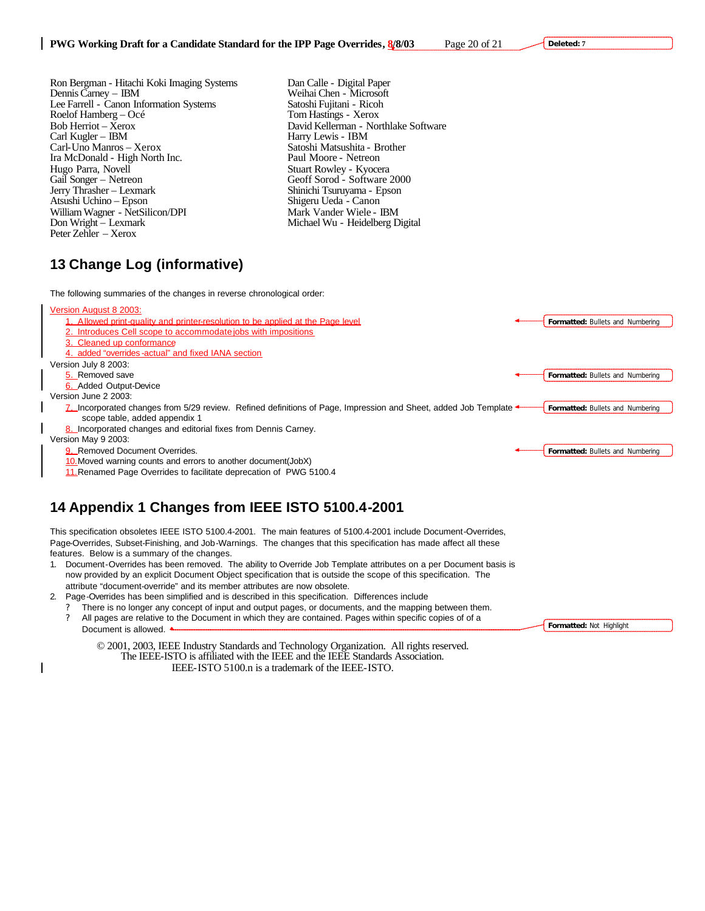Ron Bergman - Hitachi Koki Imaging Systems
Dennis Carney – IBM
Lee Farrell - Canon Information Systems
Roelof Hamberg – Océ
Bob Herriot – Xerox
Carl Kugler – IBM
Carl-Uno Manros – Xerox
Ira McDonald - High North Inc.
Hugo Parra, Novell
Gail Songer – Netreon
Jerry Thrasher – Lexmark
Atsushi Uchino – Epson
William Wagner - NetSilicon/DPI
Don Wright – Lexmark
Peter Zehler – Xerox
Dan Calle - Digital Paper
Weihai Chen - Microsoft
Satoshi Fujitani - Ricoh
Tom Hastings - Xerox
David Kellerman - Northlake Software
Harry Lewis - IBM
Satoshi Matsushita - Brother
Paul Moore - Netreon
Stuart Rowley - Kyocera
Geoff Sorod - Software 2000
Shinichi Tsuruyama - Epson
Shigeru Ueda - Canon
Mark Vander Wiele - IBM
Michael Wu - Heidelberg Digital

# 13 Change Log (informative)

The following summaries of the changes in reverse chronological order:

Version August 8 2003:

1. Allowed print-quality and printer-resolution to be applied at the Page level
2. Introduces Cell scope to accommodate jobs with impositions
3. Cleaned up conformance
4. added "overrides-actual" and fixed IANA section

Version July 8 2003:

5. Removed save
6. Added Output-Device

Version June 2 2003:

7. Incorporated changes from 5/29 review. Refined definitions of Page, Impression and Sheet, added Job Template scope table, added appendix 1
8. Incorporated changes and editorial fixes from Dennis Carney.

Version May 9 2003:

9. Removed Document Overrides.
10. Moved warning counts and errors to another document(JobX)
11. Renamed Page Overrides to facilitate deprecation of PWG 5100.4

# 14 Appendix 1 Changes from IEEE ISTO 5100.4-2001

This specification obsoletes IEEE ISTO 5100.4-2001. The main features of 5100.4-2001 include Document-Overrides, Page-Overrides, Subset-Finishing, and Job-Warnings. The changes that this specification has made affect all these features. Below is a summary of the changes.

1. Document-Overrides has been removed. The ability to Override Job Template attributes on a per Document basis is now provided by an explicit Document Object specification that is outside the scope of this specification. The attribute "document-override" and its member attributes are now obsolete.
2. Page-Overrides has been simplified and is described in this specification. Differences include
   - There is no longer any concept of input and output pages, or documents, and the mapping between them.
   - All pages are relative to the Document in which they are contained. Pages within specific copies of of a Document is allowed.

© 2001, 2003, IEEE Industry Standards and Technology Organization. All rights reserved.
The IEEE-ISTO is affiliated with the IEEE and the IEEE Standards Association.
IEEE-ISTO 5100.n is a trademark of the IEEE-ISTO.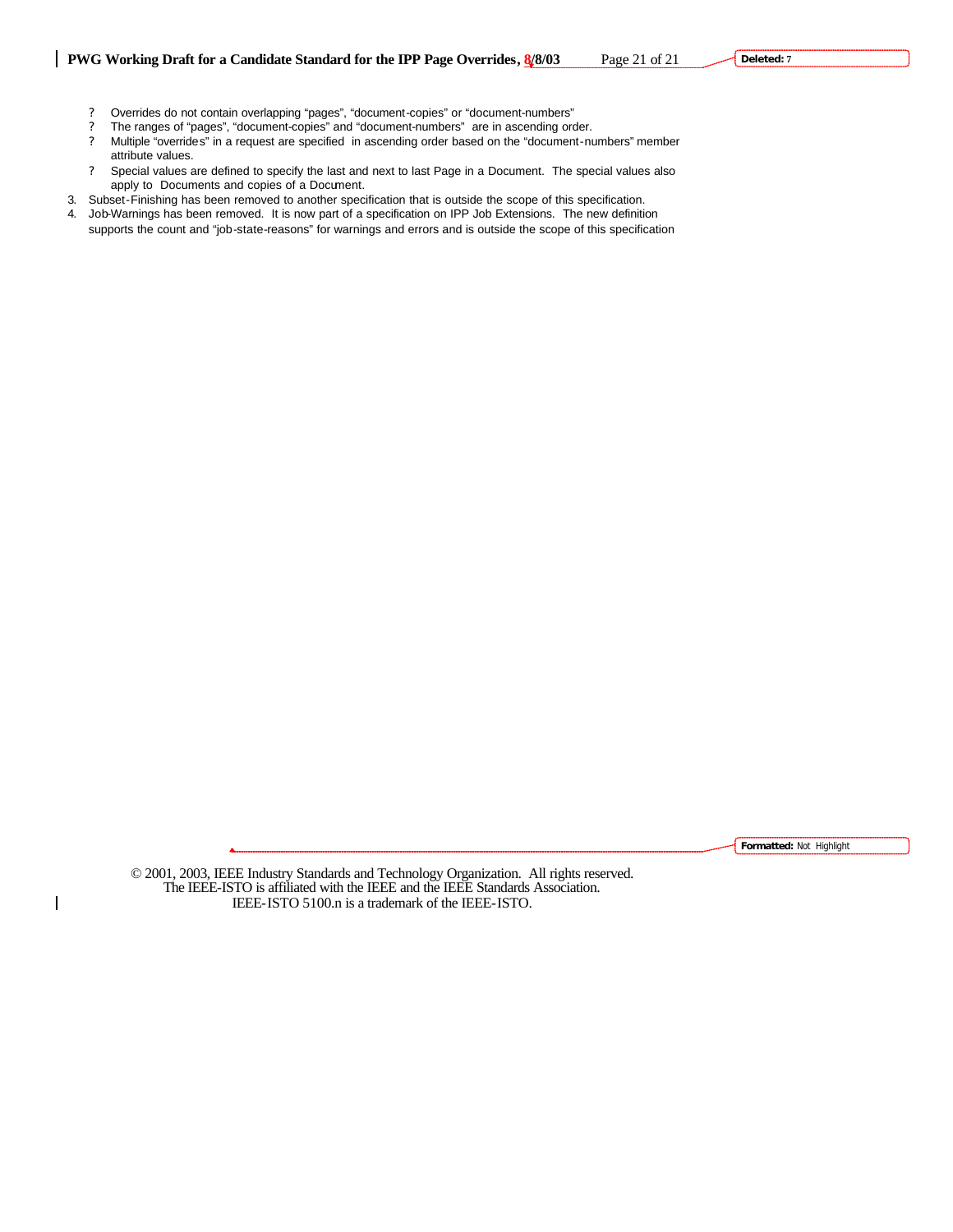- Overrides do not contain overlapping "pages", "document-copies" or "document-numbers"
- The ranges of "pages", "document-copies" and "document-numbers" are in ascending order.
- Multiple "overrides" in a request are specified in ascending order based on the "document-numbers" member attribute values.
- Special values are defined to specify the last and next to last Page in a Document. The special values also apply to Documents and copies of a Document.

3. Subset-Finishing has been removed to another specification that is outside the scope of this specification.
4. Job-Warnings has been removed. It is now part of a specification on IPP Job Extensions. The new definition supports the count and "job-state-reasons" for warnings and errors and is outside the scope of this specification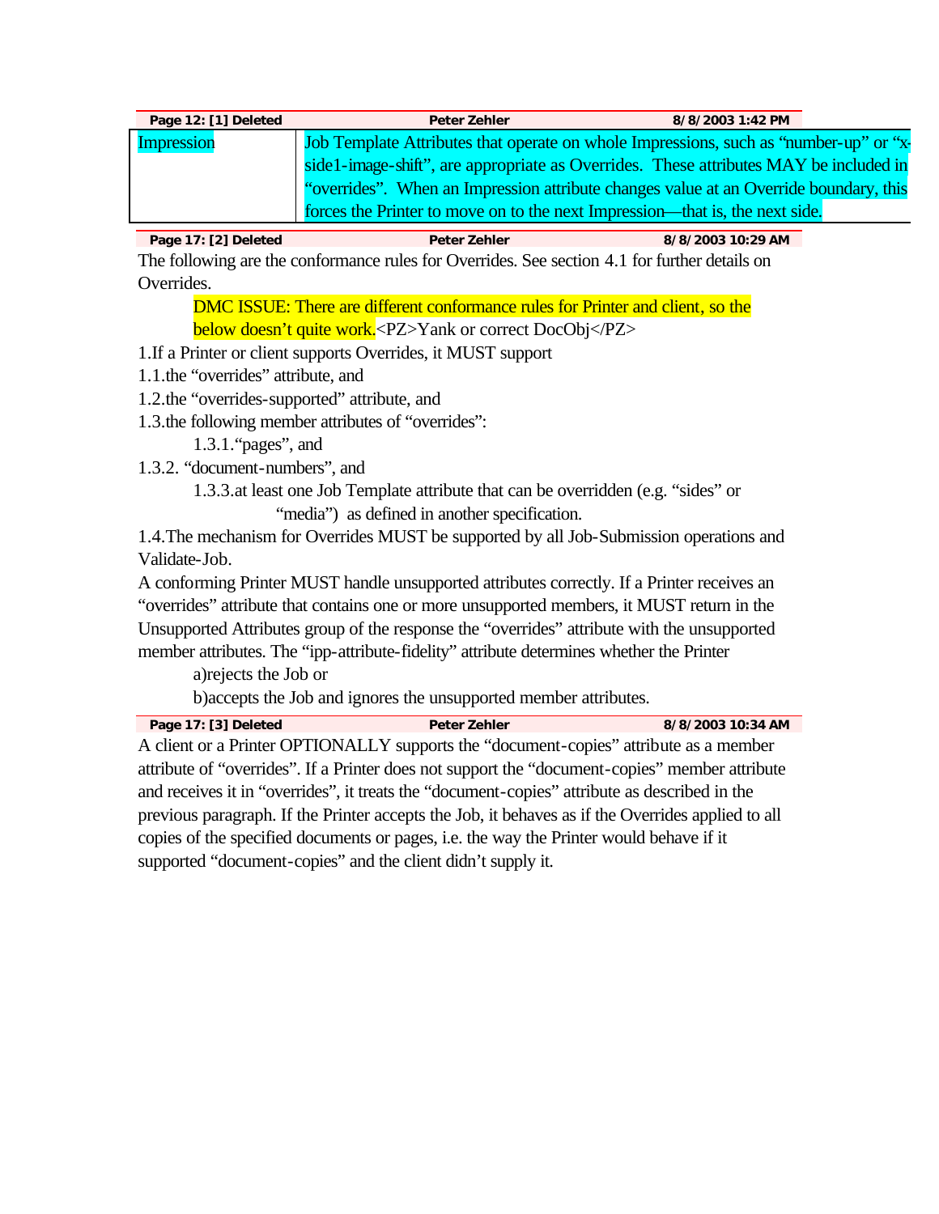| Page 12: [1] Deleted | Peter Zehler | 8/8/2003 1:42 PM |
|---|---|---|

| | |
|---|---|
| Impression | Job Template Attributes that operate on whole Impressions, such as “number-up” or “x-side1-image-shift”, are appropriate as Overrides. These attributes MAY be included in “overrides”. When an Impression attribute changes value at an Override boundary, this forces the Printer to move on to the next Impression—that is, the next side. |

| Page 17: [2] Deleted | Peter Zehler | 8/8/2003 10:29 AM |
|---|---|---|

The following are the conformance rules for Overrides. See section 4.1 for further details on Overrides.

> DMC ISSUE: There are different conformance rules for Printer and client, so the below doesn’t quite work.<PZ>Yank or correct DocObj</PZ>

1.If a Printer or client supports Overrides, it MUST support

1.1.the “overrides” attribute, and

1.2.the “overrides-supported” attribute, and

1.3.the following member attributes of “overrides”:

  1.3.1.“pages”, and

1.3.2. “document-numbers”, and

  1.3.3.at least one Job Template attribute that can be overridden (e.g. “sides” or “media”) as defined in another specification.

1.4.The mechanism for Overrides MUST be supported by all Job-Submission operations and Validate-Job.

A conforming Printer MUST handle unsupported attributes correctly. If a Printer receives an “overrides” attribute that contains one or more unsupported members, it MUST return in the Unsupported Attributes group of the response the “overrides” attribute with the unsupported member attributes. The “ipp-attribute-fidelity” attribute determines whether the Printer

  a)rejects the Job or

  b)accepts the Job and ignores the unsupported member attributes.

| Page 17: [3] Deleted | Peter Zehler | 8/8/2003 10:34 AM |
|---|---|---|

A client or a Printer OPTIONALLY supports the “document-copies” attribute as a member attribute of “overrides”. If a Printer does not support the “document-copies” member attribute and receives it in “overrides”, it treats the “document-copies” attribute as described in the previous paragraph. If the Printer accepts the Job, it behaves as if the Overrides applied to all copies of the specified documents or pages, i.e. the way the Printer would behave if it supported “document-copies” and the client didn’t supply it.